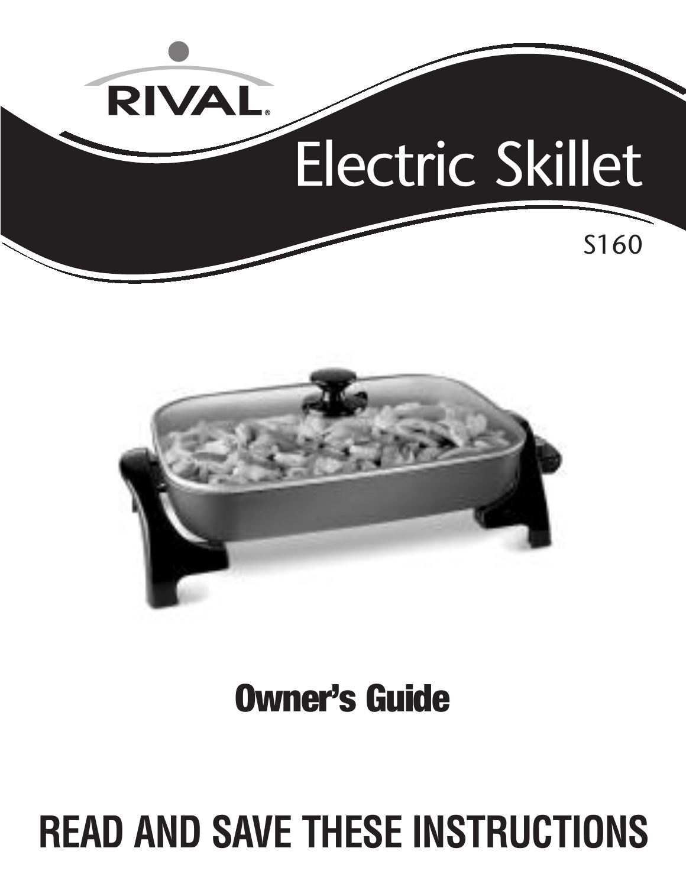RIVAL®

# Electric Skillet

S160

## Owner's Guide

# READ AND SAVE THESE INSTRUCTIONS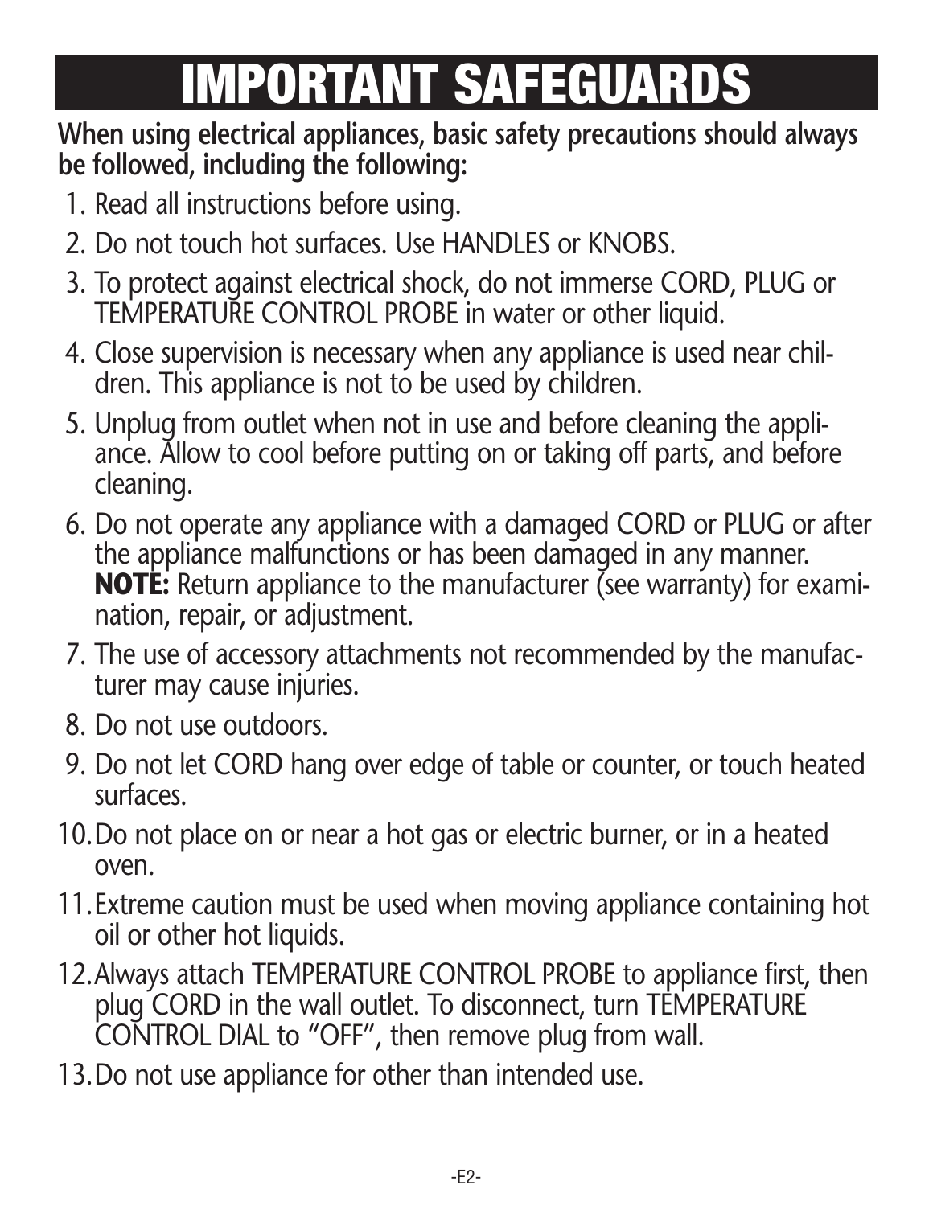# IMPORTANT SAFEGUARDS

**When using electrical appliances, basic safety precautions should always be followed, including the following:**

1. Read all instructions before using.
2. Do not touch hot surfaces. Use HANDLES or KNOBS.
3. To protect against electrical shock, do not immerse CORD, PLUG or TEMPERATURE CONTROL PROBE in water or other liquid.
4. Close supervision is necessary when any appliance is used near children. This appliance is not to be used by children.
5. Unplug from outlet when not in use and before cleaning the appliance. Allow to cool before putting on or taking off parts, and before cleaning.
6. Do not operate any appliance with a damaged CORD or PLUG or after the appliance malfunctions or has been damaged in any manner. **NOTE:** Return appliance to the manufacturer (see warranty) for examination, repair, or adjustment.
7. The use of accessory attachments not recommended by the manufacturer may cause injuries.
8. Do not use outdoors.
9. Do not let CORD hang over edge of table or counter, or touch heated surfaces.
10. Do not place on or near a hot gas or electric burner, or in a heated oven.
11. Extreme caution must be used when moving appliance containing hot oil or other hot liquids.
12. Always attach TEMPERATURE CONTROL PROBE to appliance first, then plug CORD in the wall outlet. To disconnect, turn TEMPERATURE CONTROL DIAL to “OFF”, then remove plug from wall.
13. Do not use appliance for other than intended use.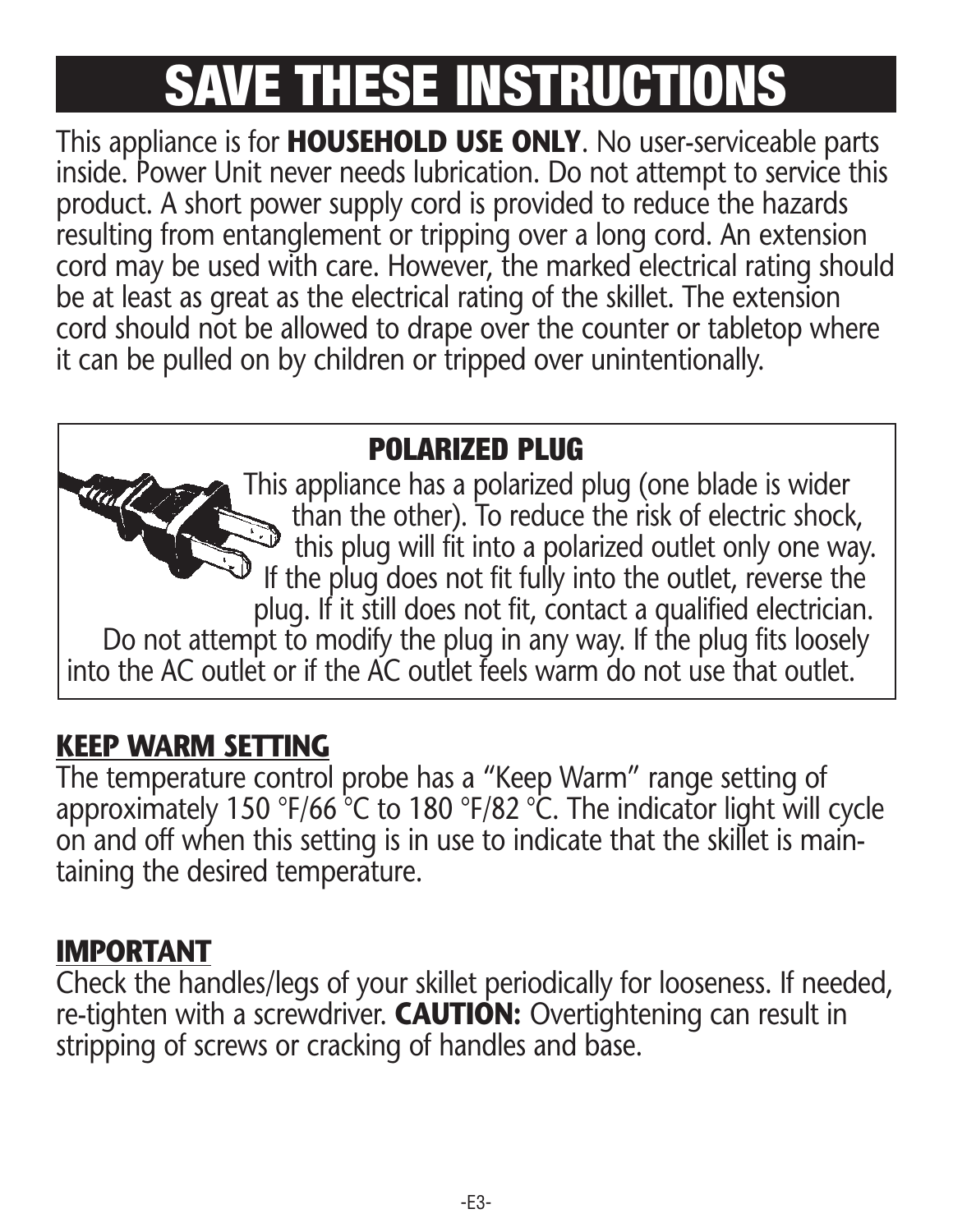# SAVE THESE INSTRUCTIONS

This appliance is for **HOUSEHOLD USE ONLY**. No user-serviceable parts inside. Power Unit never needs lubrication. Do not attempt to service this product. A short power supply cord is provided to reduce the hazards resulting from entanglement or tripping over a long cord. An extension cord may be used with care. However, the marked electrical rating should be at least as great as the electrical rating of the skillet. The extension cord should not be allowed to drape over the counter or tabletop where it can be pulled on by children or tripped over unintentionally.

## POLARIZED PLUG

This appliance has a polarized plug (one blade is wider than the other). To reduce the risk of electric shock, this plug will fit into a polarized outlet only one way. If the plug does not fit fully into the outlet, reverse the plug. If it still does not fit, contact a qualified electrician. Do not attempt to modify the plug in any way. If the plug fits loosely into the AC outlet or if the AC outlet feels warm do not use that outlet.

## KEEP WARM SETTING

The temperature control probe has a "Keep Warm" range setting of approximately 150 °F/66 °C to 180 °F/82 °C. The indicator light will cycle on and off when this setting is in use to indicate that the skillet is maintaining the desired temperature.

## IMPORTANT

Check the handles/legs of your skillet periodically for looseness. If needed, re-tighten with a screwdriver. **CAUTION:** Overtightening can result in stripping of screws or cracking of handles and base.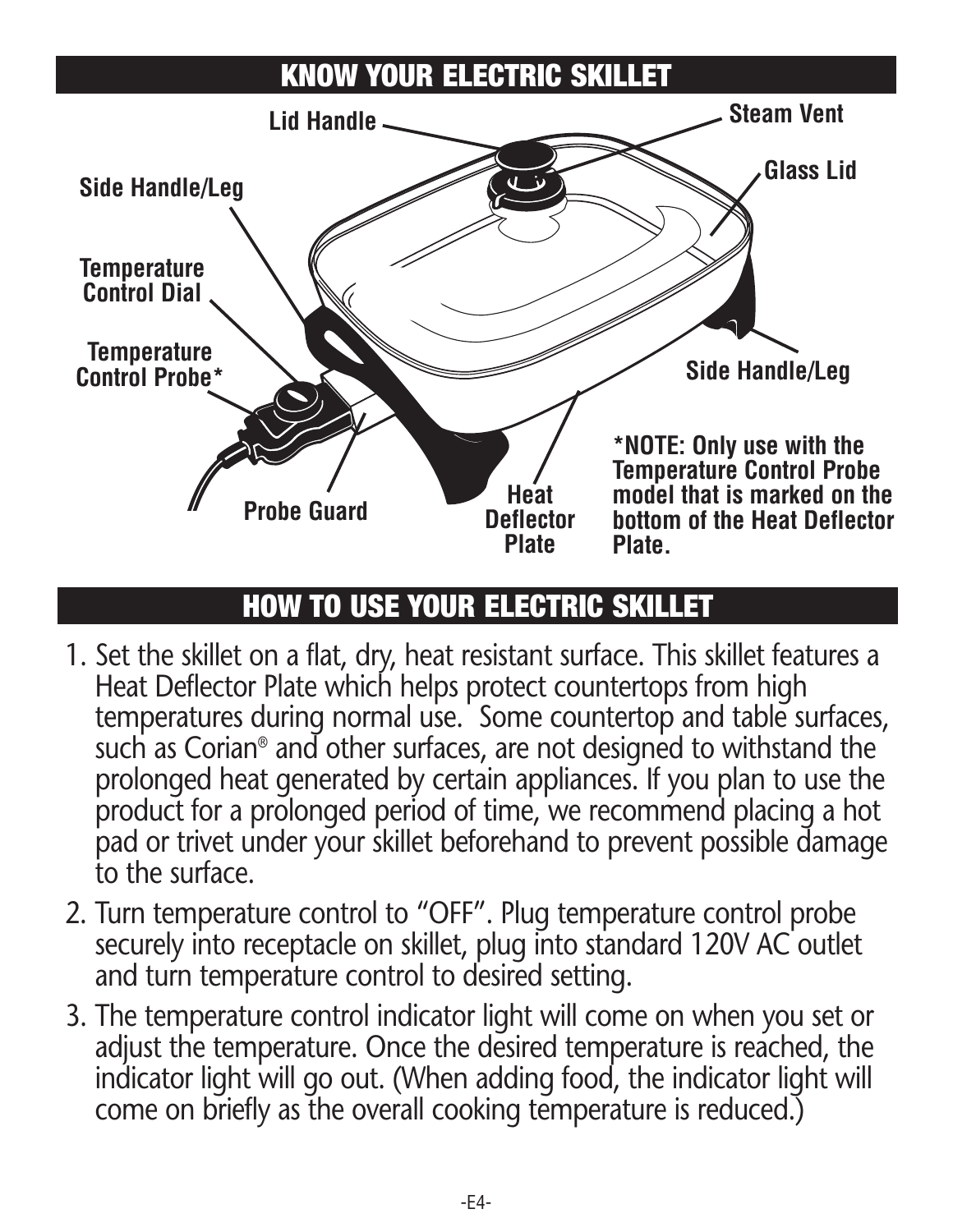## KNOW YOUR ELECTRIC SKILLET

Lid Handle

Steam Vent

Glass Lid

Side Handle/Leg

Temperature Control Dial

Temperature Control Probe*

Side Handle/Leg

Probe Guard

Heat Deflector Plate

**\*NOTE: Only use with the Temperature Control Probe model that is marked on the bottom of the Heat Deflector Plate.**

## HOW TO USE YOUR ELECTRIC SKILLET

1. Set the skillet on a flat, dry, heat resistant surface. This skillet features a Heat Deflector Plate which helps protect countertops from high temperatures during normal use. Some countertop and table surfaces, such as Corian® and other surfaces, are not designed to withstand the prolonged heat generated by certain appliances. If you plan to use the product for a prolonged period of time, we recommend placing a hot pad or trivet under your skillet beforehand to prevent possible damage to the surface.
2. Turn temperature control to "OFF". Plug temperature control probe securely into receptacle on skillet, plug into standard 120V AC outlet and turn temperature control to desired setting.
3. The temperature control indicator light will come on when you set or adjust the temperature. Once the desired temperature is reached, the indicator light will go out. (When adding food, the indicator light will come on briefly as the overall cooking temperature is reduced.)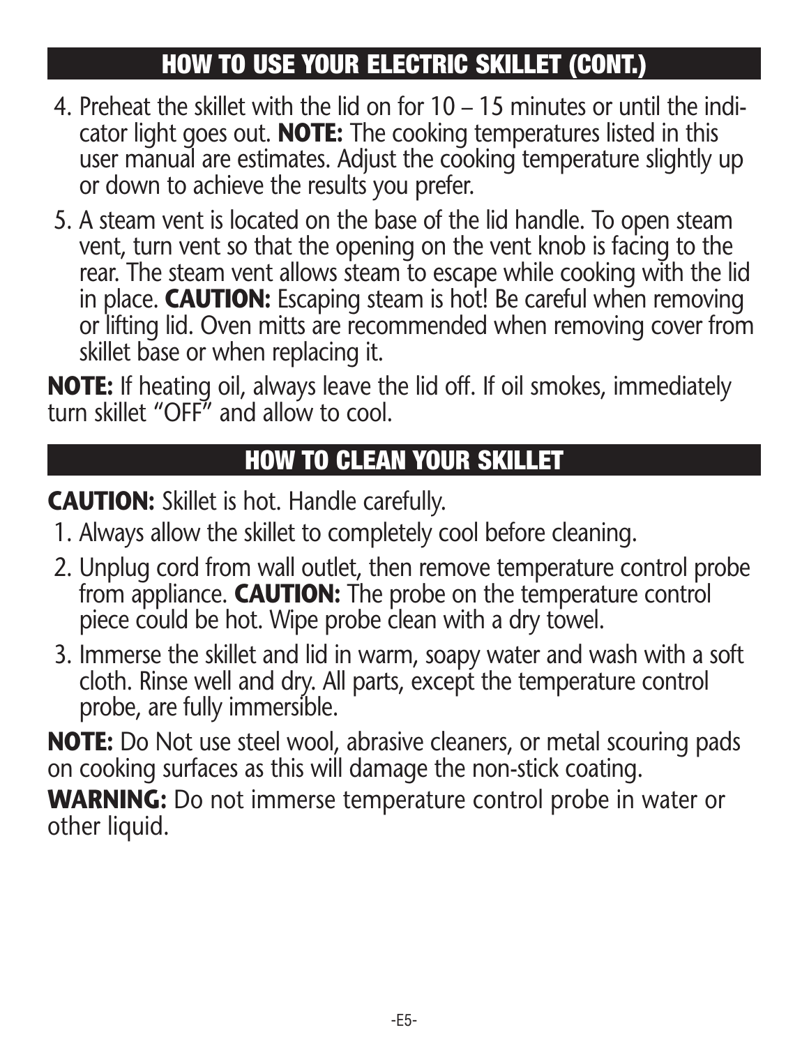## HOW TO USE YOUR ELECTRIC SKILLET (CONT.)

4. Preheat the skillet with the lid on for 10 – 15 minutes or until the indicator light goes out. **NOTE:** The cooking temperatures listed in this user manual are estimates. Adjust the cooking temperature slightly up or down to achieve the results you prefer.
5. A steam vent is located on the base of the lid handle. To open steam vent, turn vent so that the opening on the vent knob is facing to the rear. The steam vent allows steam to escape while cooking with the lid in place. **CAUTION:** Escaping steam is hot! Be careful when removing or lifting lid. Oven mitts are recommended when removing cover from skillet base or when replacing it.

**NOTE:** If heating oil, always leave the lid off. If oil smokes, immediately turn skillet "OFF" and allow to cool.

## HOW TO CLEAN YOUR SKILLET

**CAUTION:** Skillet is hot. Handle carefully.

1. Always allow the skillet to completely cool before cleaning.
2. Unplug cord from wall outlet, then remove temperature control probe from appliance. **CAUTION:** The probe on the temperature control piece could be hot. Wipe probe clean with a dry towel.
3. Immerse the skillet and lid in warm, soapy water and wash with a soft cloth. Rinse well and dry. All parts, except the temperature control probe, are fully immersible.

**NOTE:** Do Not use steel wool, abrasive cleaners, or metal scouring pads on cooking surfaces as this will damage the non-stick coating.

**WARNING:** Do not immerse temperature control probe in water or other liquid.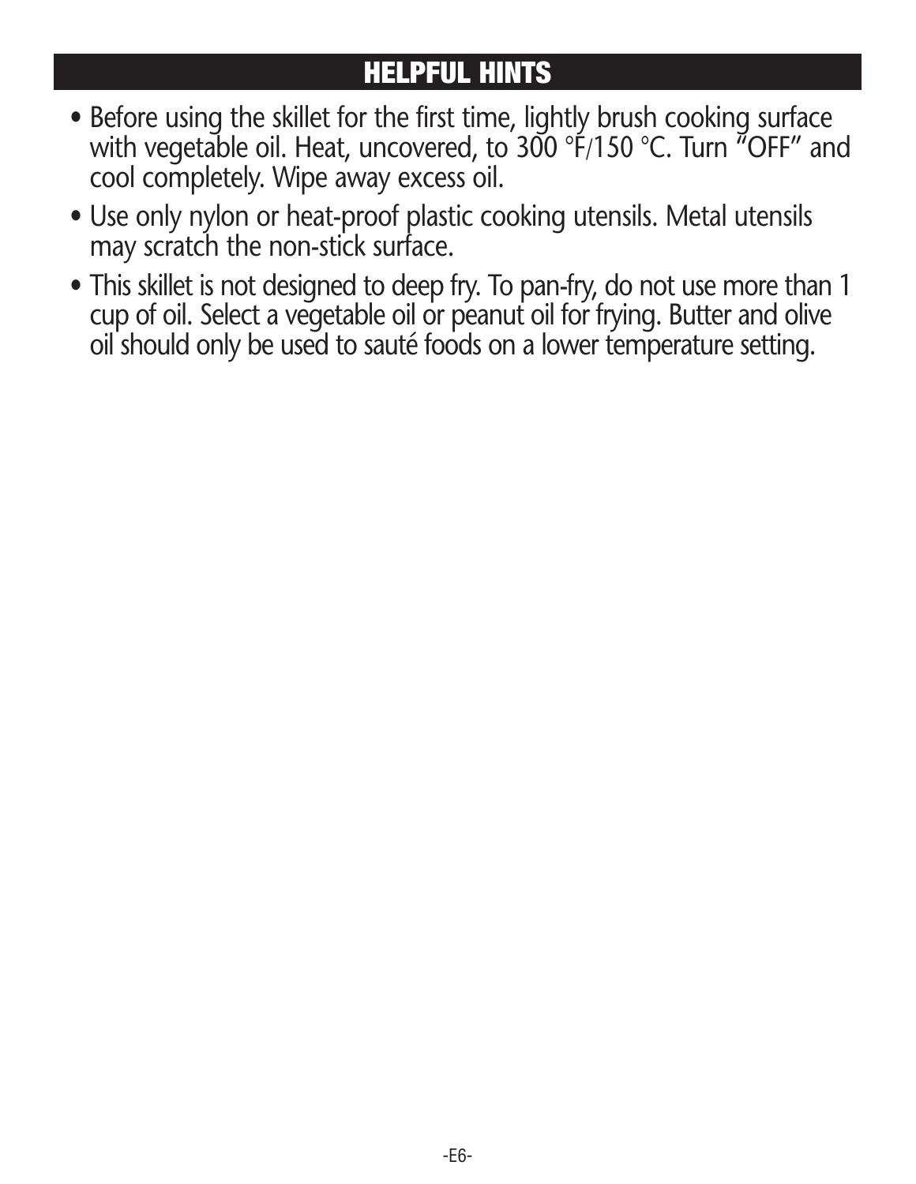## HELPFUL HINTS

- Before using the skillet for the first time, lightly brush cooking surface with vegetable oil. Heat, uncovered, to 300 °F/150 °C. Turn "OFF" and cool completely. Wipe away excess oil.
- Use only nylon or heat-proof plastic cooking utensils. Metal utensils may scratch the non-stick surface.
- This skillet is not designed to deep fry. To pan-fry, do not use more than 1 cup of oil. Select a vegetable oil or peanut oil for frying. Butter and olive oil should only be used to sauté foods on a lower temperature setting.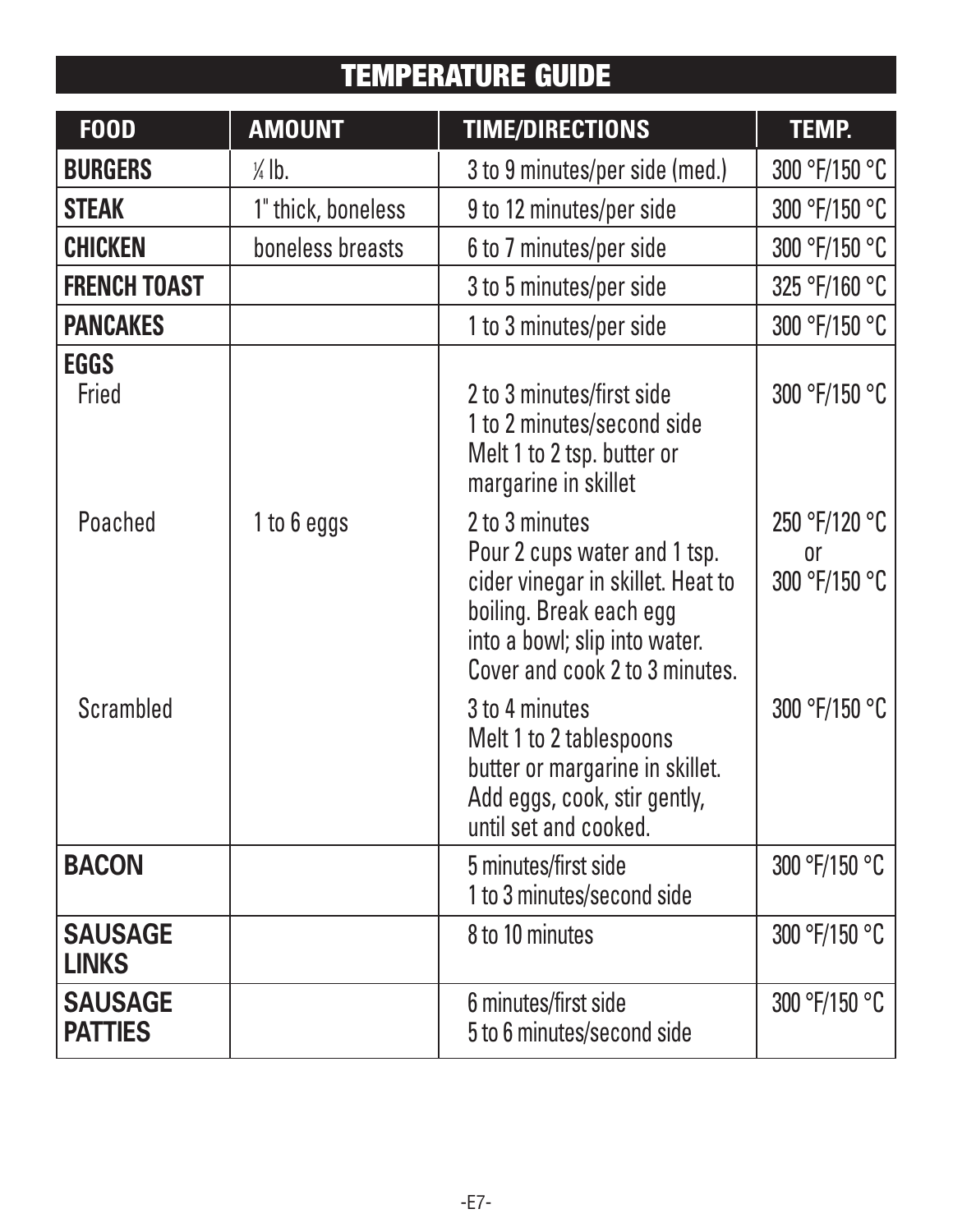# TEMPERATURE GUIDE

| FOOD | AMOUNT | TIME/DIRECTIONS | TEMP. |
|---|---|---|---|
| **BURGERS** | ¼ lb. | 3 to 9 minutes/per side (med.) | 300 °F/150 °C |
| **STEAK** | 1" thick, boneless | 9 to 12 minutes/per side | 300 °F/150 °C |
| **CHICKEN** | boneless breasts | 6 to 7 minutes/per side | 300 °F/150 °C |
| **FRENCH TOAST** | | 3 to 5 minutes/per side | 325 °F/160 °C |
| **PANCAKES** | | 1 to 3 minutes/per side | 300 °F/150 °C |
| **EGGS** | | | |
| Fried | | 2 to 3 minutes/first side<br>1 to 2 minutes/second side<br>Melt 1 to 2 tsp. butter or margarine in skillet | 300 °F/150 °C |
| Poached | 1 to 6 eggs | 2 to 3 minutes<br>Pour 2 cups water and 1 tsp. cider vinegar in skillet. Heat to boiling. Break each egg into a bowl; slip into water. Cover and cook 2 to 3 minutes. | 250 °F/120 °C<br>or<br>300 °F/150 °C |
| Scrambled | | 3 to 4 minutes<br>Melt 1 to 2 tablespoons butter or margarine in skillet. Add eggs, cook, stir gently, until set and cooked. | 300 °F/150 °C |
| **BACON** | | 5 minutes/first side<br>1 to 3 minutes/second side | 300 °F/150 °C |
| **SAUSAGE LINKS** | | 8 to 10 minutes | 300 °F/150 °C |
| **SAUSAGE PATTIES** | | 6 minutes/first side<br>5 to 6 minutes/second side | 300 °F/150 °C |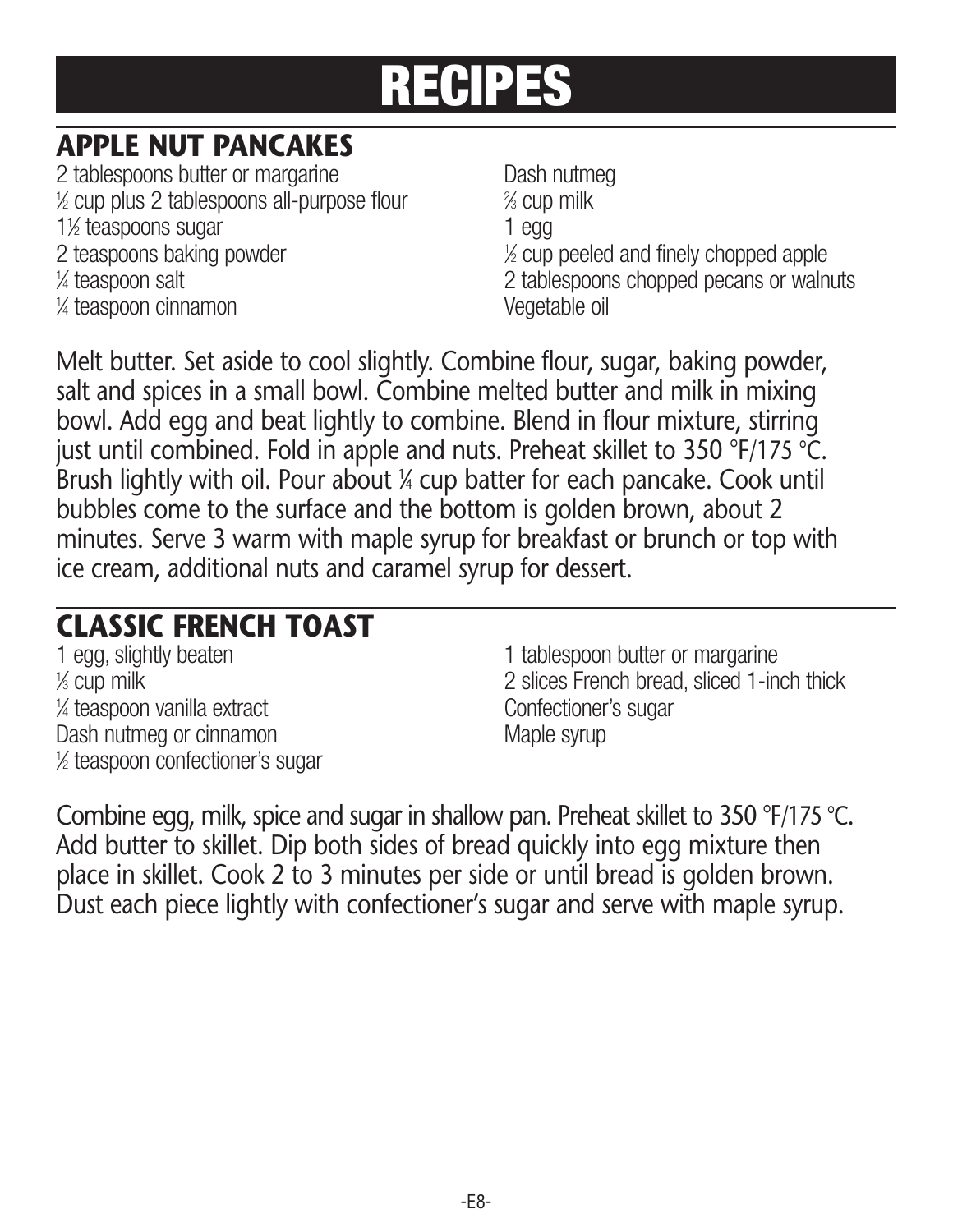# RECIPES

## APPLE NUT PANCAKES

2 tablespoons butter or margarine
½ cup plus 2 tablespoons all-purpose flour
1½ teaspoons sugar
2 teaspoons baking powder
¼ teaspoon salt
¼ teaspoon cinnamon
Dash nutmeg
⅔ cup milk
1 egg
½ cup peeled and finely chopped apple
2 tablespoons chopped pecans or walnuts
Vegetable oil

Melt butter. Set aside to cool slightly. Combine flour, sugar, baking powder, salt and spices in a small bowl. Combine melted butter and milk in mixing bowl. Add egg and beat lightly to combine. Blend in flour mixture, stirring just until combined. Fold in apple and nuts. Preheat skillet to 350 °F/175 °C. Brush lightly with oil. Pour about ¼ cup batter for each pancake. Cook until bubbles come to the surface and the bottom is golden brown, about 2 minutes. Serve 3 warm with maple syrup for breakfast or brunch or top with ice cream, additional nuts and caramel syrup for dessert.

## CLASSIC FRENCH TOAST

1 egg, slightly beaten
⅓ cup milk
¼ teaspoon vanilla extract
Dash nutmeg or cinnamon
½ teaspoon confectioner's sugar
1 tablespoon butter or margarine
2 slices French bread, sliced 1-inch thick
Confectioner's sugar
Maple syrup

Combine egg, milk, spice and sugar in shallow pan. Preheat skillet to 350 °F/175 °C. Add butter to skillet. Dip both sides of bread quickly into egg mixture then place in skillet. Cook 2 to 3 minutes per side or until bread is golden brown. Dust each piece lightly with confectioner's sugar and serve with maple syrup.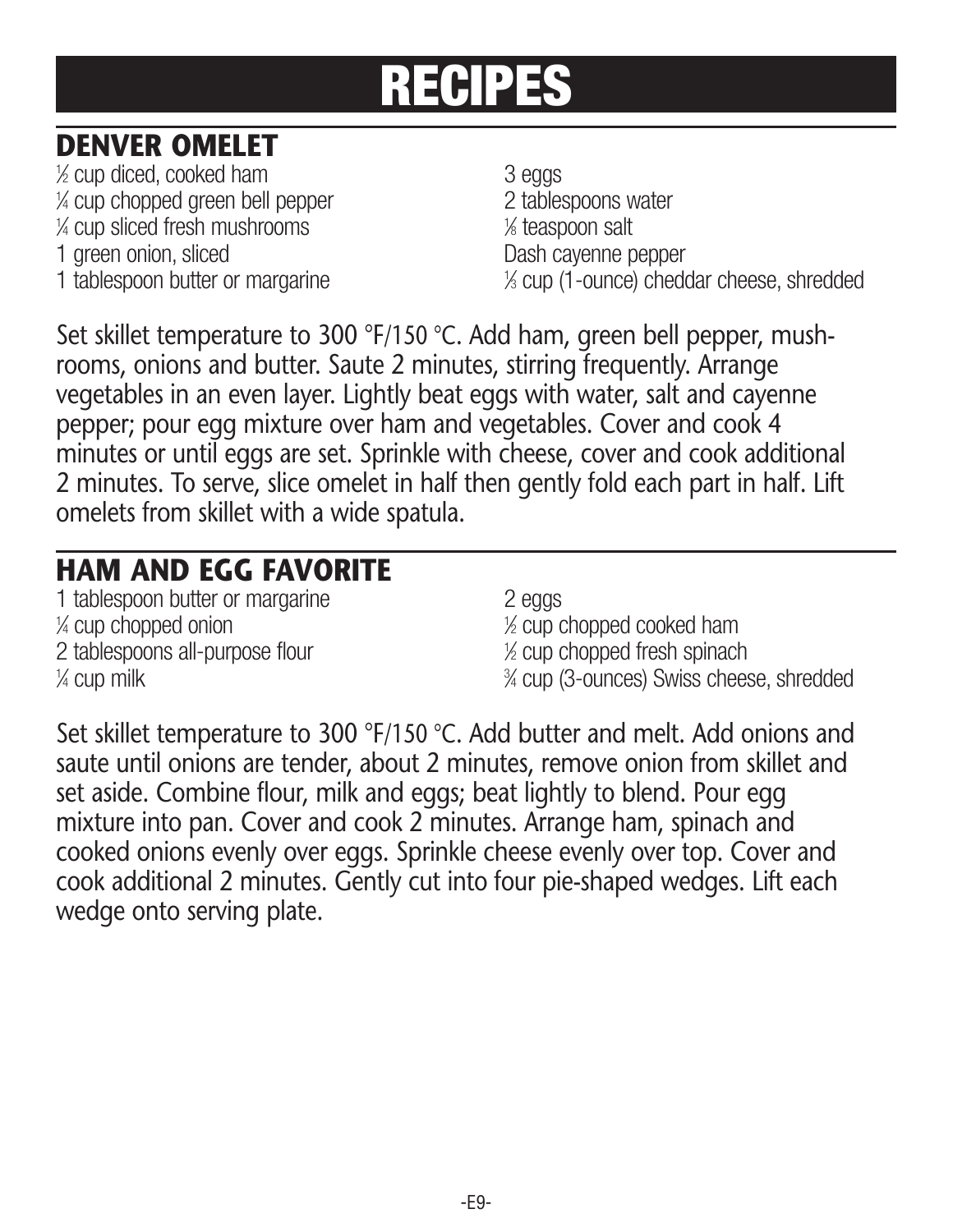# RECIPES

## DENVER OMELET

½ cup diced, cooked ham
¼ cup chopped green bell pepper
¼ cup sliced fresh mushrooms
1 green onion, sliced
1 tablespoon butter or margarine
3 eggs
2 tablespoons water
⅛ teaspoon salt
Dash cayenne pepper
⅓ cup (1-ounce) cheddar cheese, shredded

Set skillet temperature to 300 °F/150 °C. Add ham, green bell pepper, mushrooms, onions and butter. Saute 2 minutes, stirring frequently. Arrange vegetables in an even layer. Lightly beat eggs with water, salt and cayenne pepper; pour egg mixture over ham and vegetables. Cover and cook 4 minutes or until eggs are set. Sprinkle with cheese, cover and cook additional 2 minutes. To serve, slice omelet in half then gently fold each part in half. Lift omelets from skillet with a wide spatula.

## HAM AND EGG FAVORITE

1 tablespoon butter or margarine
¼ cup chopped onion
2 tablespoons all-purpose flour
¼ cup milk
2 eggs
½ cup chopped cooked ham
½ cup chopped fresh spinach
¾ cup (3-ounces) Swiss cheese, shredded

Set skillet temperature to 300 °F/150 °C. Add butter and melt. Add onions and saute until onions are tender, about 2 minutes, remove onion from skillet and set aside. Combine flour, milk and eggs; beat lightly to blend. Pour egg mixture into pan. Cover and cook 2 minutes. Arrange ham, spinach and cooked onions evenly over eggs. Sprinkle cheese evenly over top. Cover and cook additional 2 minutes. Gently cut into four pie-shaped wedges. Lift each wedge onto serving plate.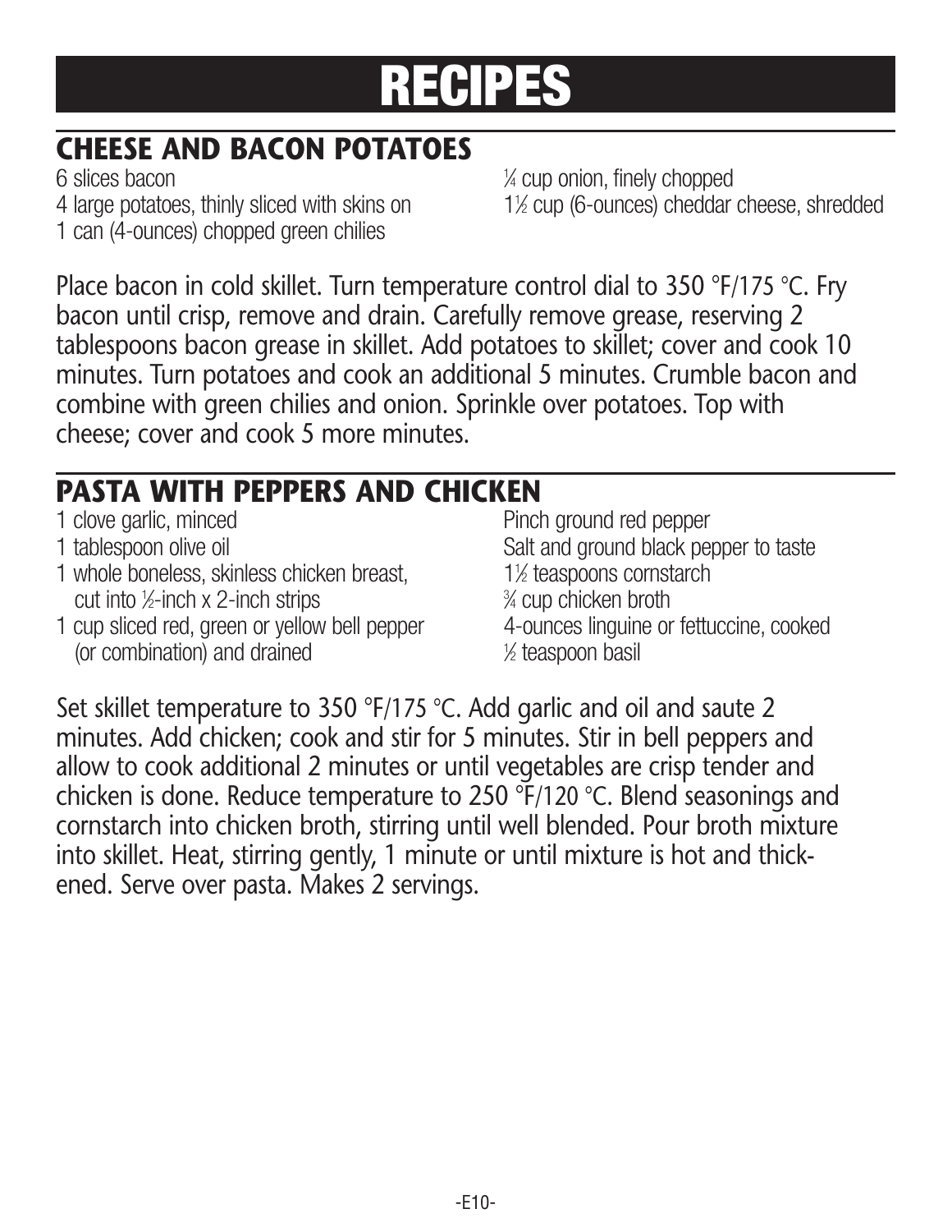# RECIPES

## CHEESE AND BACON POTATOES

6 slices bacon
4 large potatoes, thinly sliced with skins on
1 can (4-ounces) chopped green chilies
¼ cup onion, finely chopped
1½ cup (6-ounces) cheddar cheese, shredded

Place bacon in cold skillet. Turn temperature control dial to 350 °F/175 °C. Fry bacon until crisp, remove and drain. Carefully remove grease, reserving 2 tablespoons bacon grease in skillet. Add potatoes to skillet; cover and cook 10 minutes. Turn potatoes and cook an additional 5 minutes. Crumble bacon and combine with green chilies and onion. Sprinkle over potatoes. Top with cheese; cover and cook 5 more minutes.

## PASTA WITH PEPPERS AND CHICKEN

1 clove garlic, minced
1 tablespoon olive oil
1 whole boneless, skinless chicken breast, cut into ½-inch x 2-inch strips
1 cup sliced red, green or yellow bell pepper (or combination) and drained
Pinch ground red pepper
Salt and ground black pepper to taste
1½ teaspoons cornstarch
¾ cup chicken broth
4-ounces linguine or fettuccine, cooked
½ teaspoon basil

Set skillet temperature to 350 °F/175 °C. Add garlic and oil and saute 2 minutes. Add chicken; cook and stir for 5 minutes. Stir in bell peppers and allow to cook additional 2 minutes or until vegetables are crisp tender and chicken is done. Reduce temperature to 250 °F/120 °C. Blend seasonings and cornstarch into chicken broth, stirring until well blended. Pour broth mixture into skillet. Heat, stirring gently, 1 minute or until mixture is hot and thickened. Serve over pasta. Makes 2 servings.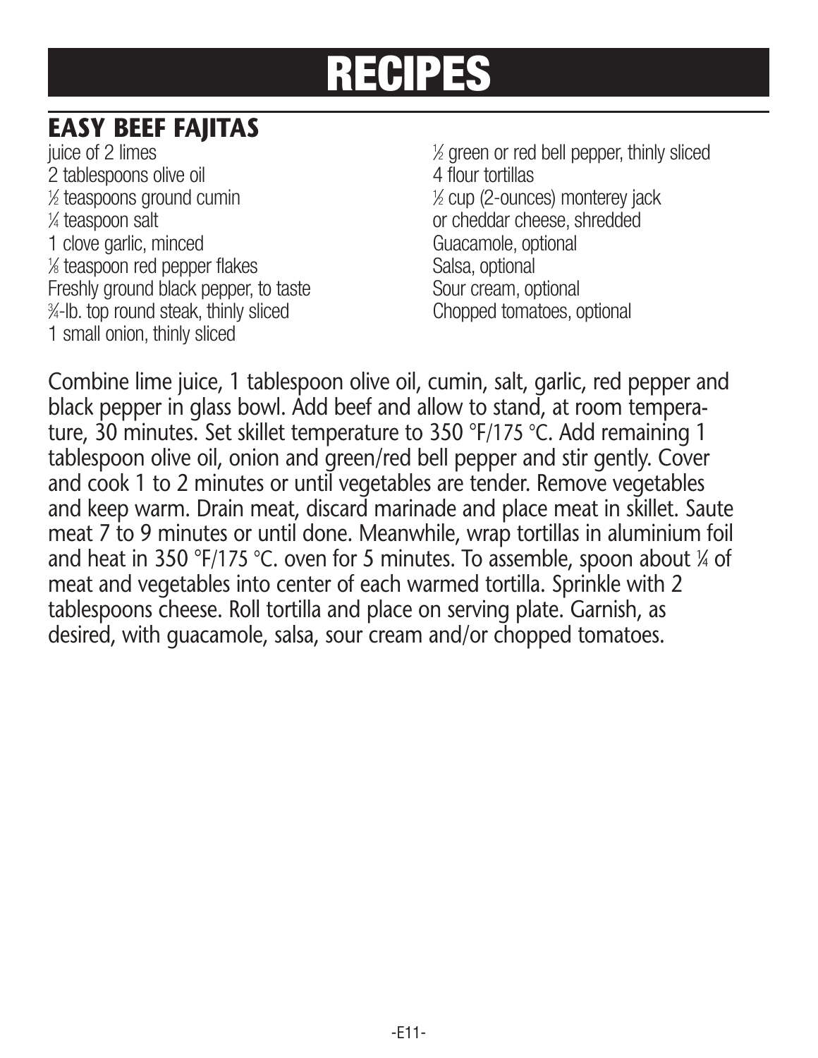# RECIPES

## EASY BEEF FAJITAS

juice of 2 limes
2 tablespoons olive oil
½ teaspoons ground cumin
¼ teaspoon salt
1 clove garlic, minced
⅛ teaspoon red pepper flakes
Freshly ground black pepper, to taste
¾-lb. top round steak, thinly sliced
1 small onion, thinly sliced
½ green or red bell pepper, thinly sliced
4 flour tortillas
½ cup (2-ounces) monterey jack
or cheddar cheese, shredded
Guacamole, optional
Salsa, optional
Sour cream, optional
Chopped tomatoes, optional

Combine lime juice, 1 tablespoon olive oil, cumin, salt, garlic, red pepper and black pepper in glass bowl. Add beef and allow to stand, at room temperature, 30 minutes. Set skillet temperature to 350 °F/175 °C. Add remaining 1 tablespoon olive oil, onion and green/red bell pepper and stir gently. Cover and cook 1 to 2 minutes or until vegetables are tender. Remove vegetables and keep warm. Drain meat, discard marinade and place meat in skillet. Saute meat 7 to 9 minutes or until done. Meanwhile, wrap tortillas in aluminium foil and heat in 350 °F/175 °C. oven for 5 minutes. To assemble, spoon about ¼ of meat and vegetables into center of each warmed tortilla. Sprinkle with 2 tablespoons cheese. Roll tortilla and place on serving plate. Garnish, as desired, with guacamole, salsa, sour cream and/or chopped tomatoes.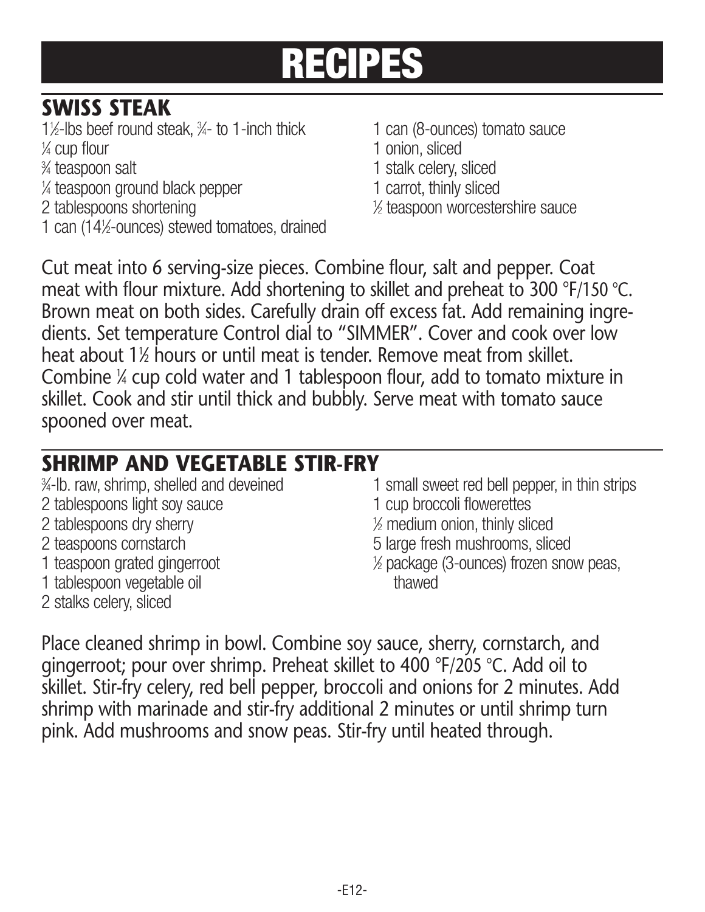# RECIPES

## SWISS STEAK

- 1½-lbs beef round steak, ¾- to 1-inch thick
- ¼ cup flour
- ¾ teaspoon salt
- ¼ teaspoon ground black pepper
- 2 tablespoons shortening
- 1 can (14½-ounces) stewed tomatoes, drained
- 1 can (8-ounces) tomato sauce
- 1 onion, sliced
- 1 stalk celery, sliced
- 1 carrot, thinly sliced
- ½ teaspoon worcestershire sauce

Cut meat into 6 serving-size pieces. Combine flour, salt and pepper. Coat meat with flour mixture. Add shortening to skillet and preheat to 300 °F/150 °C. Brown meat on both sides. Carefully drain off excess fat. Add remaining ingredients. Set temperature Control dial to "SIMMER". Cover and cook over low heat about 1½ hours or until meat is tender. Remove meat from skillet. Combine ¼ cup cold water and 1 tablespoon flour, add to tomato mixture in skillet. Cook and stir until thick and bubbly. Serve meat with tomato sauce spooned over meat.

## SHRIMP AND VEGETABLE STIR-FRY

- ¾-lb. raw, shrimp, shelled and deveined
- 2 tablespoons light soy sauce
- 2 tablespoons dry sherry
- 2 teaspoons cornstarch
- 1 teaspoon grated gingerroot
- 1 tablespoon vegetable oil
- 2 stalks celery, sliced
- 1 small sweet red bell pepper, in thin strips
- 1 cup broccoli flowerettes
- ½ medium onion, thinly sliced
- 5 large fresh mushrooms, sliced
- ½ package (3-ounces) frozen snow peas, thawed

Place cleaned shrimp in bowl. Combine soy sauce, sherry, cornstarch, and gingerroot; pour over shrimp. Preheat skillet to 400 °F/205 °C. Add oil to skillet. Stir-fry celery, red bell pepper, broccoli and onions for 2 minutes. Add shrimp with marinade and stir-fry additional 2 minutes or until shrimp turn pink. Add mushrooms and snow peas. Stir-fry until heated through.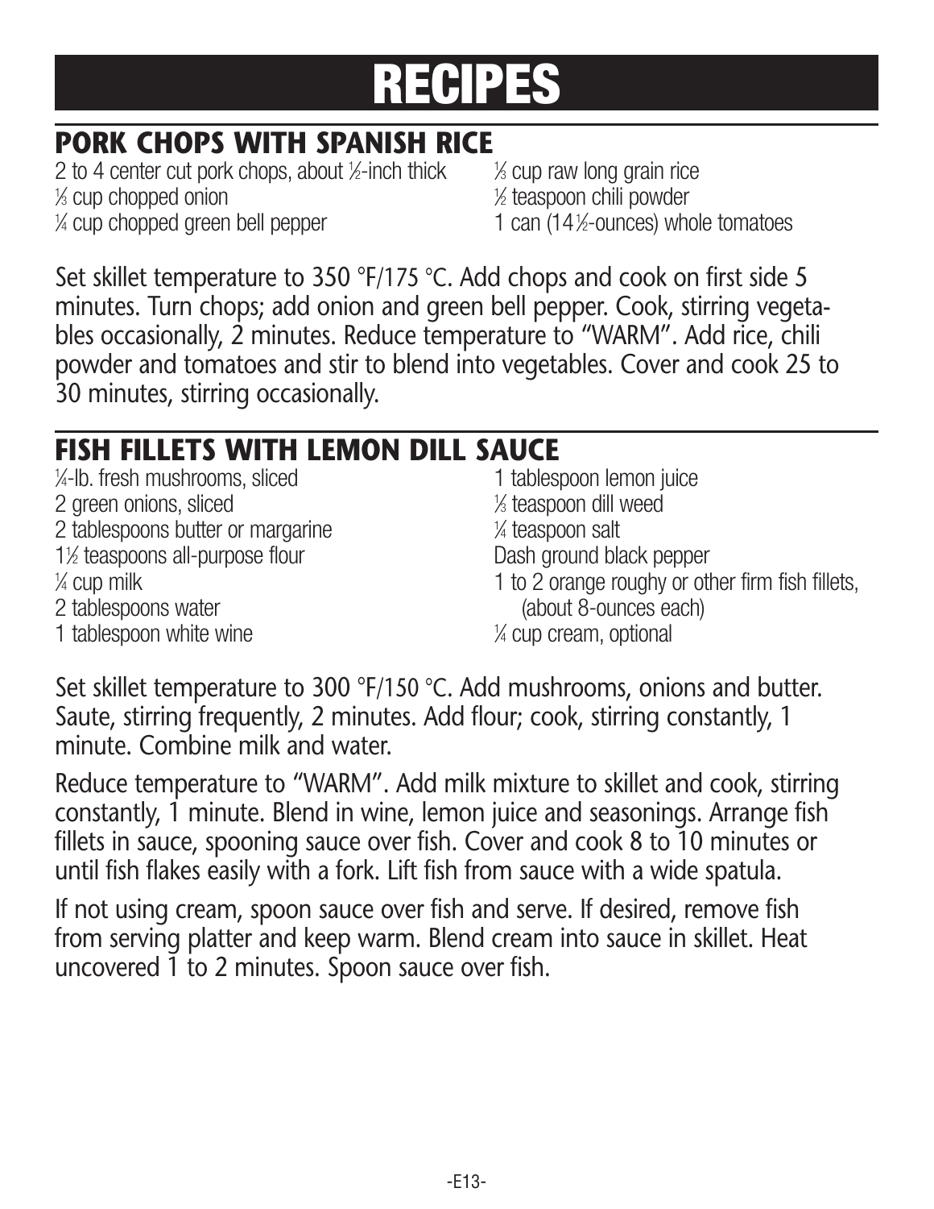# RECIPES

## PORK CHOPS WITH SPANISH RICE

2 to 4 center cut pork chops, about ½-inch thick
⅓ cup chopped onion
¼ cup chopped green bell pepper
⅓ cup raw long grain rice
½ teaspoon chili powder
1 can (14½-ounces) whole tomatoes

Set skillet temperature to 350 °F/175 °C. Add chops and cook on first side 5 minutes. Turn chops; add onion and green bell pepper. Cook, stirring vegetables occasionally, 2 minutes. Reduce temperature to "WARM". Add rice, chili powder and tomatoes and stir to blend into vegetables. Cover and cook 25 to 30 minutes, stirring occasionally.

## FISH FILLETS WITH LEMON DILL SAUCE

¼-lb. fresh mushrooms, sliced
2 green onions, sliced
2 tablespoons butter or margarine
1½ teaspoons all-purpose flour
¼ cup milk
2 tablespoons water
1 tablespoon white wine
1 tablespoon lemon juice
⅛ teaspoon dill weed
¼ teaspoon salt
Dash ground black pepper
1 to 2 orange roughy or other firm fish fillets, (about 8-ounces each)
¼ cup cream, optional

Set skillet temperature to 300 °F/150 °C. Add mushrooms, onions and butter. Saute, stirring frequently, 2 minutes. Add flour; cook, stirring constantly, 1 minute. Combine milk and water.

Reduce temperature to "WARM". Add milk mixture to skillet and cook, stirring constantly, 1 minute. Blend in wine, lemon juice and seasonings. Arrange fish fillets in sauce, spooning sauce over fish. Cover and cook 8 to 10 minutes or until fish flakes easily with a fork. Lift fish from sauce with a wide spatula.

If not using cream, spoon sauce over fish and serve. If desired, remove fish from serving platter and keep warm. Blend cream into sauce in skillet. Heat uncovered 1 to 2 minutes. Spoon sauce over fish.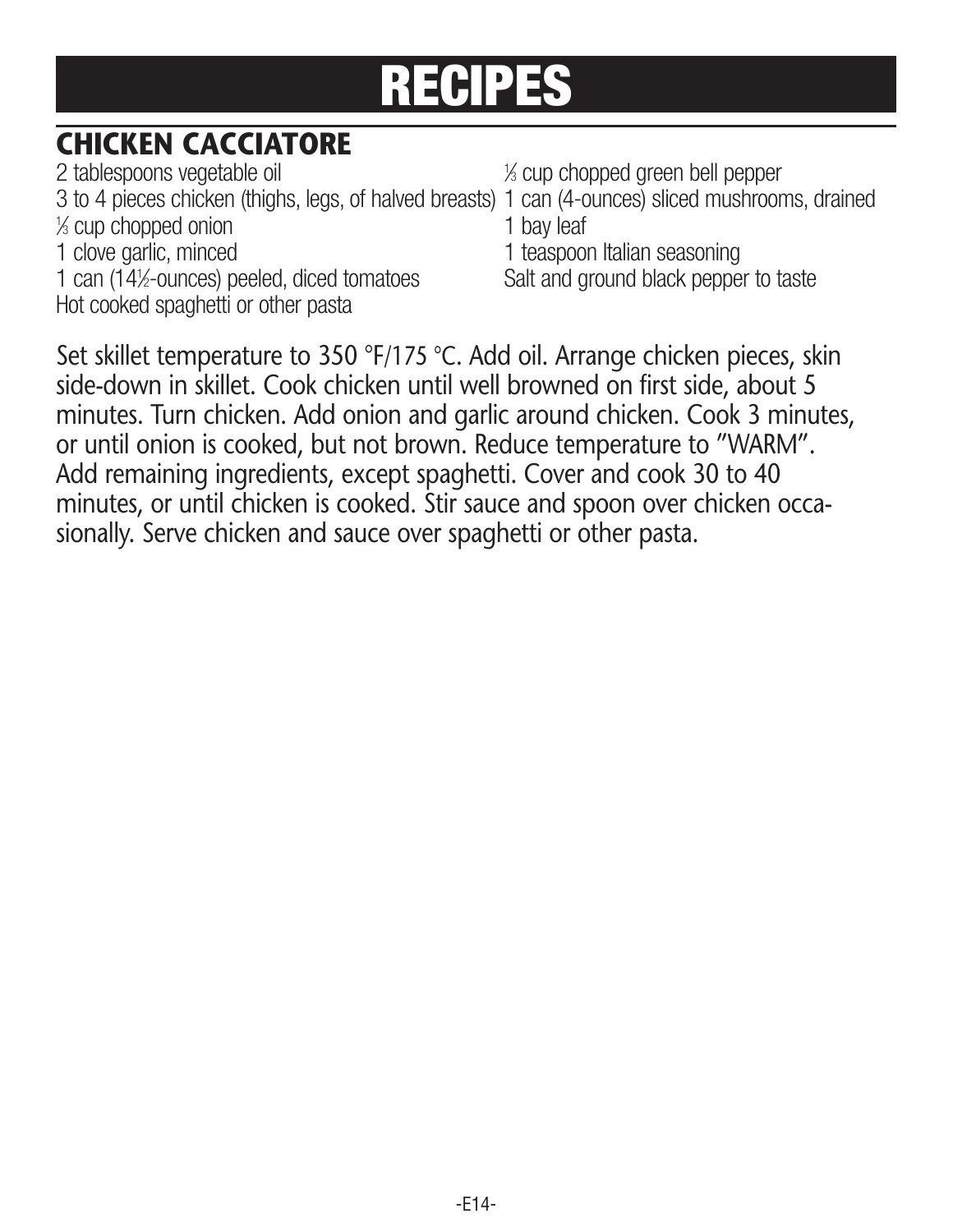# RECIPES

## CHICKEN CACCIATORE

2 tablespoons vegetable oil
3 to 4 pieces chicken (thighs, legs, of halved breasts)
⅓ cup chopped onion
1 clove garlic, minced
1 can (14½-ounces) peeled, diced tomatoes
Hot cooked spaghetti or other pasta
⅓ cup chopped green bell pepper
1 can (4-ounces) sliced mushrooms, drained
1 bay leaf
1 teaspoon Italian seasoning
Salt and ground black pepper to taste

Set skillet temperature to 350 °F/175 °C. Add oil. Arrange chicken pieces, skin side-down in skillet. Cook chicken until well browned on first side, about 5 minutes. Turn chicken. Add onion and garlic around chicken. Cook 3 minutes, or until onion is cooked, but not brown. Reduce temperature to "WARM". Add remaining ingredients, except spaghetti. Cover and cook 30 to 40 minutes, or until chicken is cooked. Stir sauce and spoon over chicken occasionally. Serve chicken and sauce over spaghetti or other pasta.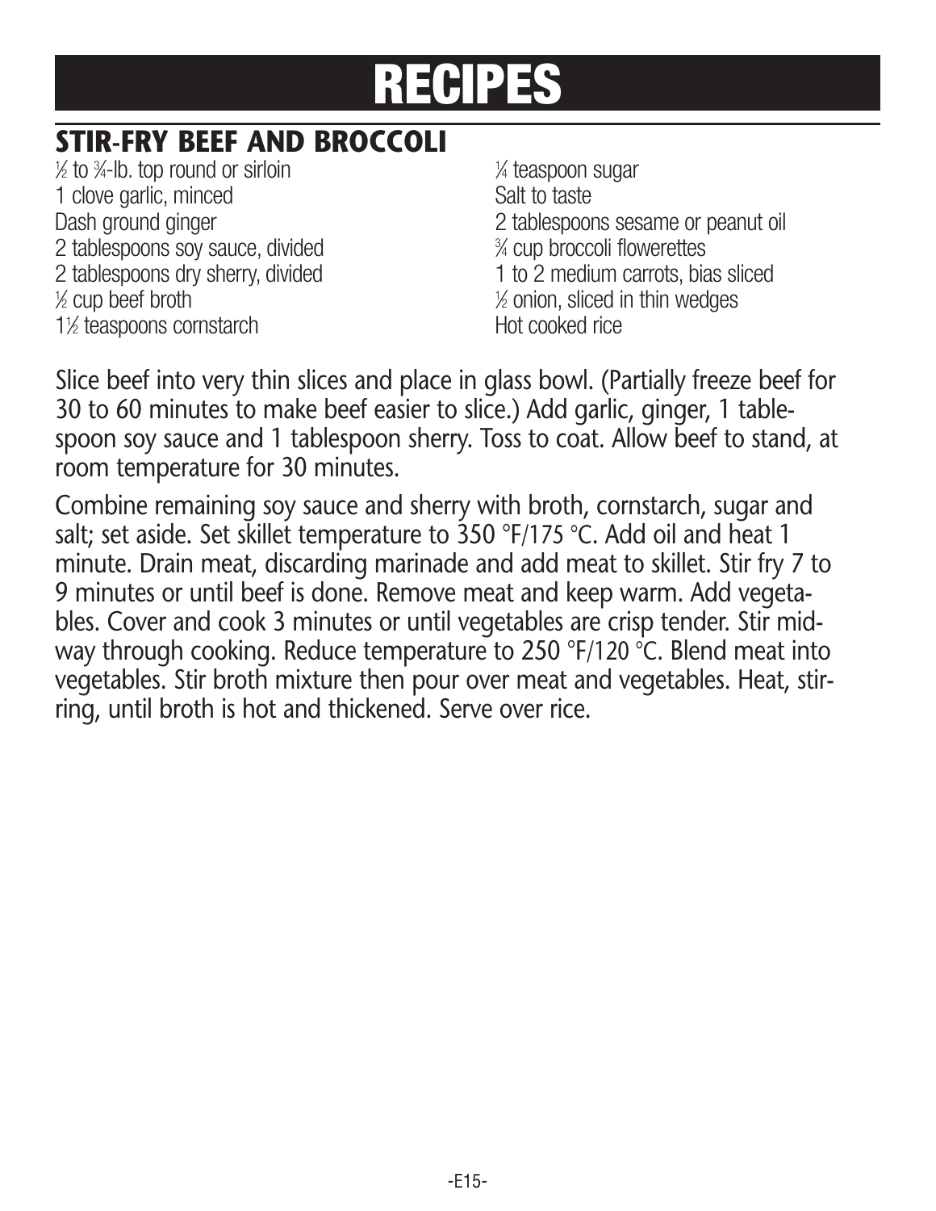# RECIPES

## STIR-FRY BEEF AND BROCCOLI

- ½ to ¾-lb. top round or sirloin
- 1 clove garlic, minced
- Dash ground ginger
- 2 tablespoons soy sauce, divided
- 2 tablespoons dry sherry, divided
- ½ cup beef broth
- 1½ teaspoons cornstarch
- ¼ teaspoon sugar
- Salt to taste
- 2 tablespoons sesame or peanut oil
- ¾ cup broccoli flowerettes
- 1 to 2 medium carrots, bias sliced
- ½ onion, sliced in thin wedges
- Hot cooked rice

Slice beef into very thin slices and place in glass bowl. (Partially freeze beef for 30 to 60 minutes to make beef easier to slice.) Add garlic, ginger, 1 tablespoon soy sauce and 1 tablespoon sherry. Toss to coat. Allow beef to stand, at room temperature for 30 minutes.

Combine remaining soy sauce and sherry with broth, cornstarch, sugar and salt; set aside. Set skillet temperature to 350 °F/175 °C. Add oil and heat 1 minute. Drain meat, discarding marinade and add meat to skillet. Stir fry 7 to 9 minutes or until beef is done. Remove meat and keep warm. Add vegetables. Cover and cook 3 minutes or until vegetables are crisp tender. Stir midway through cooking. Reduce temperature to 250 °F/120 °C. Blend meat into vegetables. Stir broth mixture then pour over meat and vegetables. Heat, stirring, until broth is hot and thickened. Serve over rice.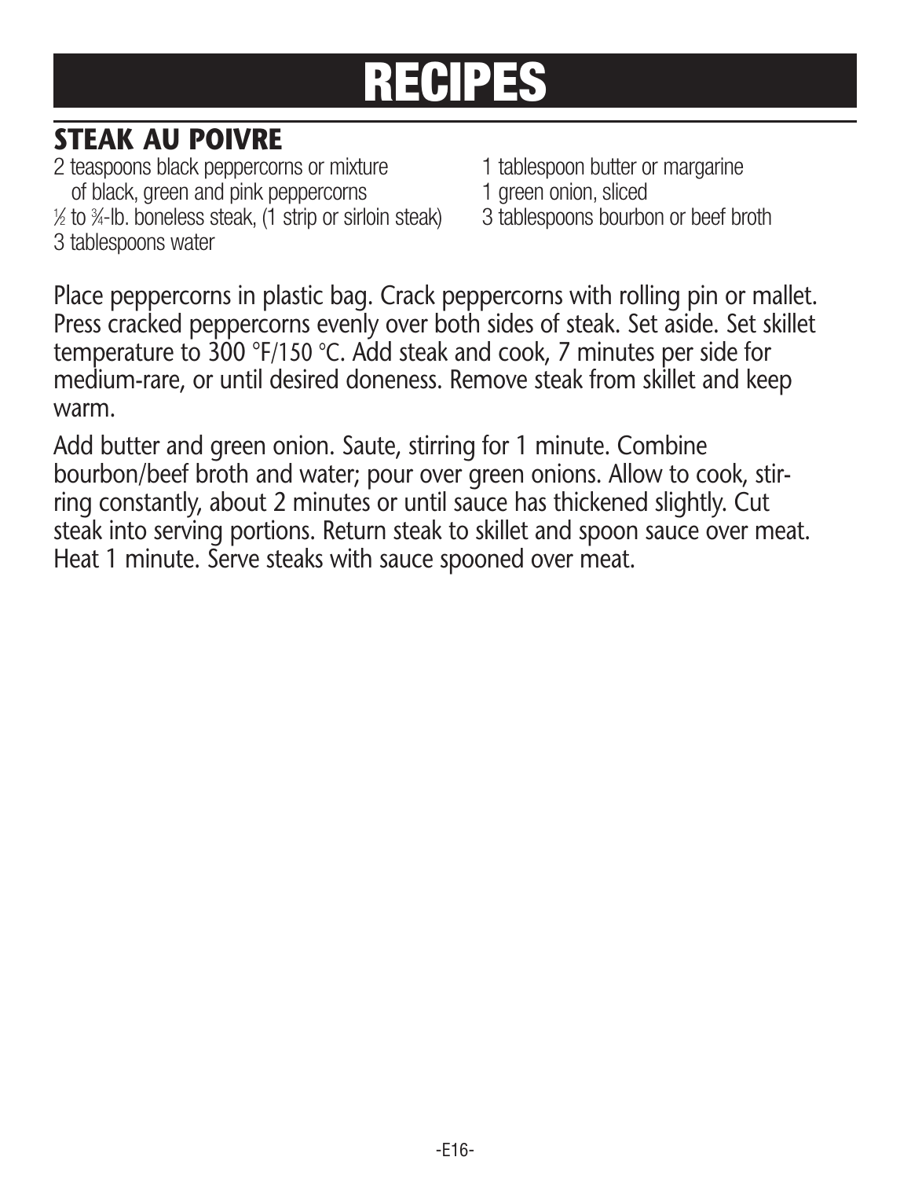# RECIPES

## STEAK AU POIVRE

2 teaspoons black peppercorns or mixture of black, green and pink peppercorns

½ to ¾-lb. boneless steak, (1 strip or sirloin steak)

3 tablespoons water

1 tablespoon butter or margarine

1 green onion, sliced

3 tablespoons bourbon or beef broth

Place peppercorns in plastic bag. Crack peppercorns with rolling pin or mallet. Press cracked peppercorns evenly over both sides of steak. Set aside. Set skillet temperature to 300 °F/150 °C. Add steak and cook, 7 minutes per side for medium-rare, or until desired doneness. Remove steak from skillet and keep warm.

Add butter and green onion. Saute, stirring for 1 minute. Combine bourbon/beef broth and water; pour over green onions. Allow to cook, stirring constantly, about 2 minutes or until sauce has thickened slightly. Cut steak into serving portions. Return steak to skillet and spoon sauce over meat. Heat 1 minute. Serve steaks with sauce spooned over meat.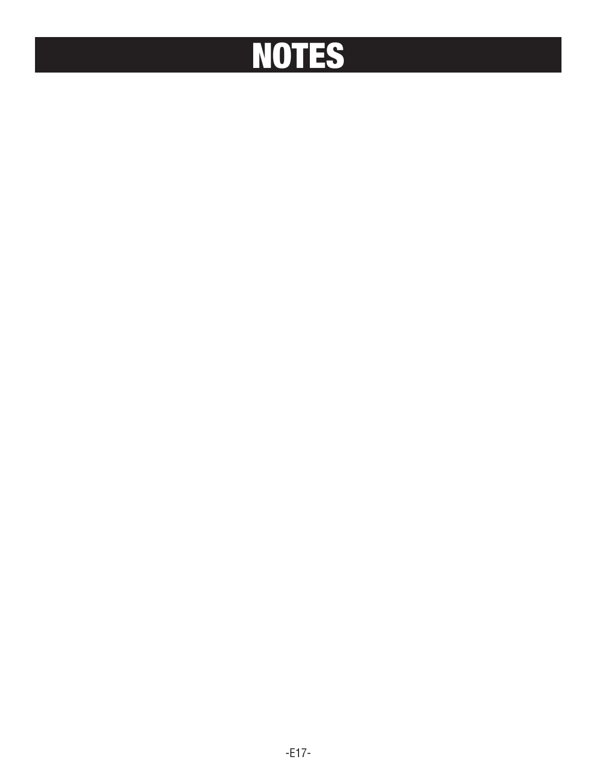# NOTES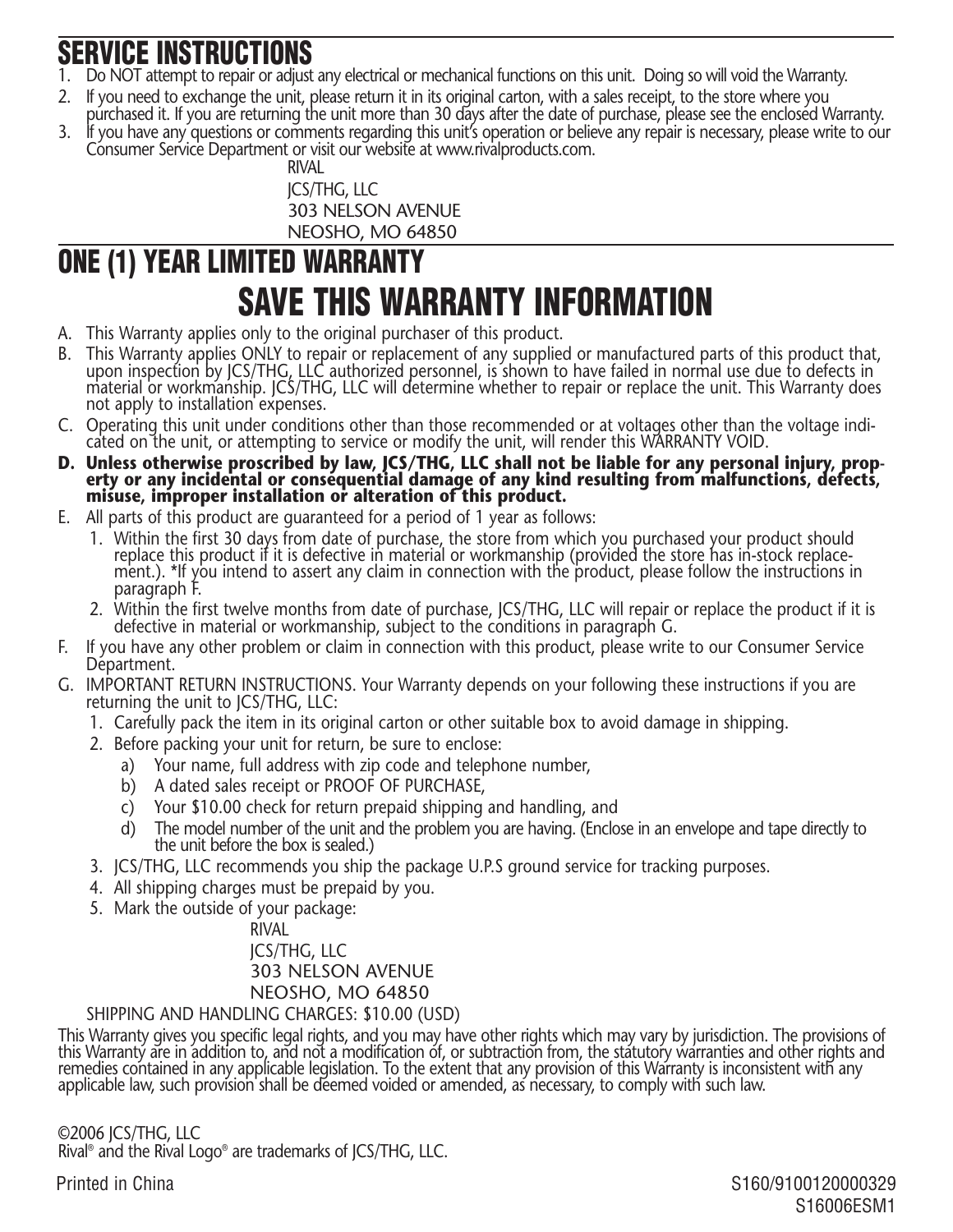# SERVICE INSTRUCTIONS

1. Do NOT attempt to repair or adjust any electrical or mechanical functions on this unit. Doing so will void the Warranty.
2. If you need to exchange the unit, please return it in its original carton, with a sales receipt, to the store where you purchased it. If you are returning the unit more than 30 days after the date of purchase, please see the enclosed Warranty.
3. If you have any questions or comments regarding this unit's operation or believe any repair is necessary, please write to our Consumer Service Department or visit our website at www.rivalproducts.com.

RIVAL
JCS/THG, LLC
303 NELSON AVENUE
NEOSHO, MO 64850

# ONE (1) YEAR LIMITED WARRANTY

## SAVE THIS WARRANTY INFORMATION

A. This Warranty applies only to the original purchaser of this product.

B. This Warranty applies ONLY to repair or replacement of any supplied or manufactured parts of this product that, upon inspection by JCS/THG, LLC authorized personnel, is shown to have failed in normal use due to defects in material or workmanship. JCS/THG, LLC will determine whether to repair or replace the unit. This Warranty does not apply to installation expenses.

C. Operating this unit under conditions other than those recommended or at voltages other than the voltage indicated on the unit, or attempting to service or modify the unit, will render this WARRANTY VOID.

**D. Unless otherwise proscribed by law, JCS/THG, LLC shall not be liable for any personal injury, property or any incidental or consequential damage of any kind resulting from malfunctions, defects, misuse, improper installation or alteration of this product.**

E. All parts of this product are guaranteed for a period of 1 year as follows:
   1. Within the first 30 days from date of purchase, the store from which you purchased your product should replace this product if it is defective in material or workmanship (provided the store has in-stock replacement.). *If you intend to assert any claim in connection with the product, please follow the instructions in paragraph F.
   2. Within the first twelve months from date of purchase, JCS/THG, LLC will repair or replace the product if it is defective in material or workmanship, subject to the conditions in paragraph G.

F. If you have any other problem or claim in connection with this product, please write to our Consumer Service Department.

G. IMPORTANT RETURN INSTRUCTIONS. Your Warranty depends on your following these instructions if you are returning the unit to JCS/THG, LLC:
   1. Carefully pack the item in its original carton or other suitable box to avoid damage in shipping.
   2. Before packing your unit for return, be sure to enclose:
      a) Your name, full address with zip code and telephone number,
      b) A dated sales receipt or PROOF OF PURCHASE,
      c) Your $10.00 check for return prepaid shipping and handling, and
      d) The model number of the unit and the problem you are having. (Enclose in an envelope and tape directly to the unit before the box is sealed.)
   3. JCS/THG, LLC recommends you ship the package U.P.S ground service for tracking purposes.
   4. All shipping charges must be prepaid by you.
   5. Mark the outside of your package:

      RIVAL
      JCS/THG, LLC
      303 NELSON AVENUE
      NEOSHO, MO 64850

   SHIPPING AND HANDLING CHARGES: $10.00 (USD)

This Warranty gives you specific legal rights, and you may have other rights which may vary by jurisdiction. The provisions of this Warranty are in addition to, and not a modification of, or subtraction from, the statutory warranties and other rights and remedies contained in any applicable legislation. To the extent that any provision of this Warranty is inconsistent with any applicable law, such provision shall be deemed voided or amended, as necessary, to comply with such law.

©2006 JCS/THG, LLC
Rival® and the Rival Logo® are trademarks of JCS/THG, LLC.

Printed in China

S160/9100120000329
S16006ESM1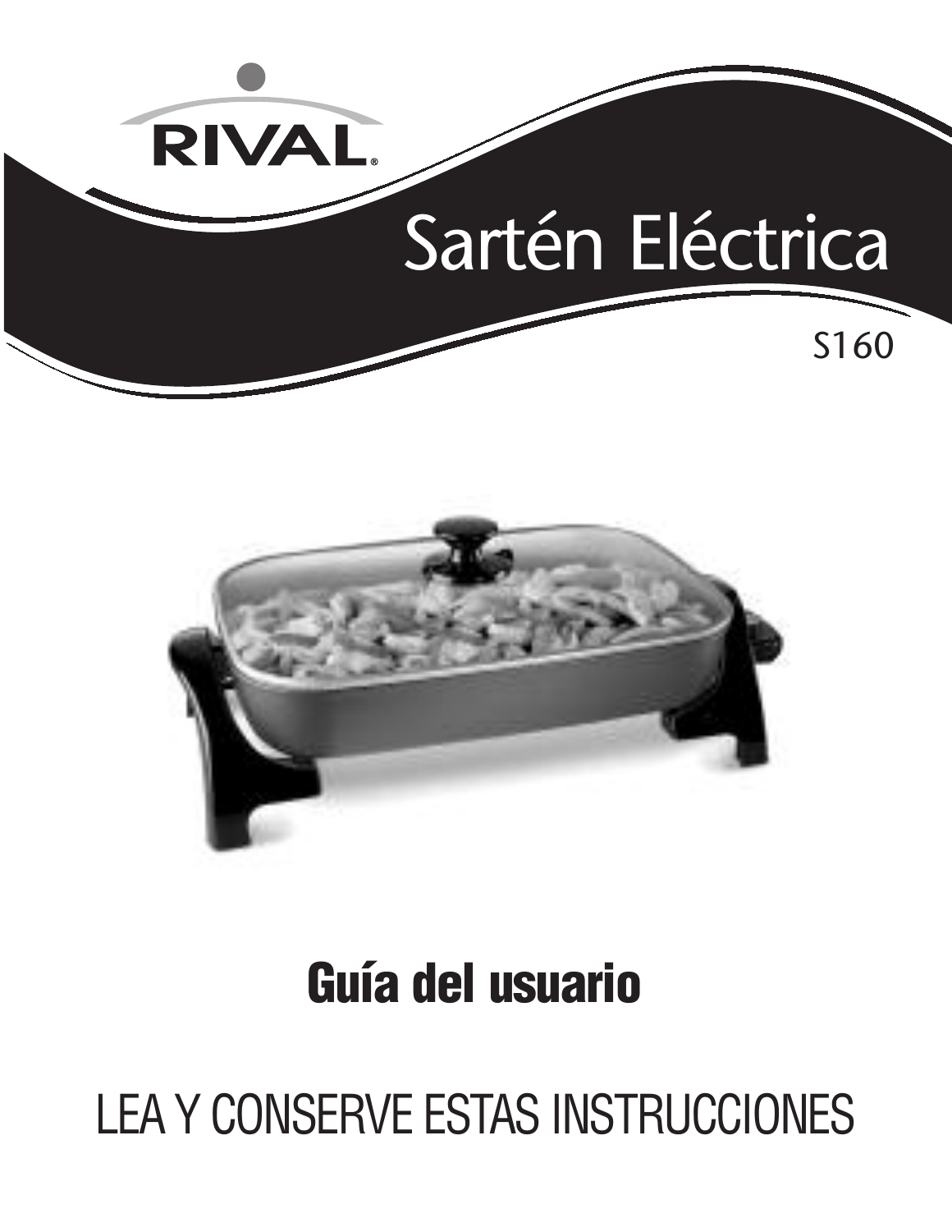RIVAL®

# Sartén Eléctrica

S160

## Guía del usuario

LEA Y CONSERVE ESTAS INSTRUCCIONES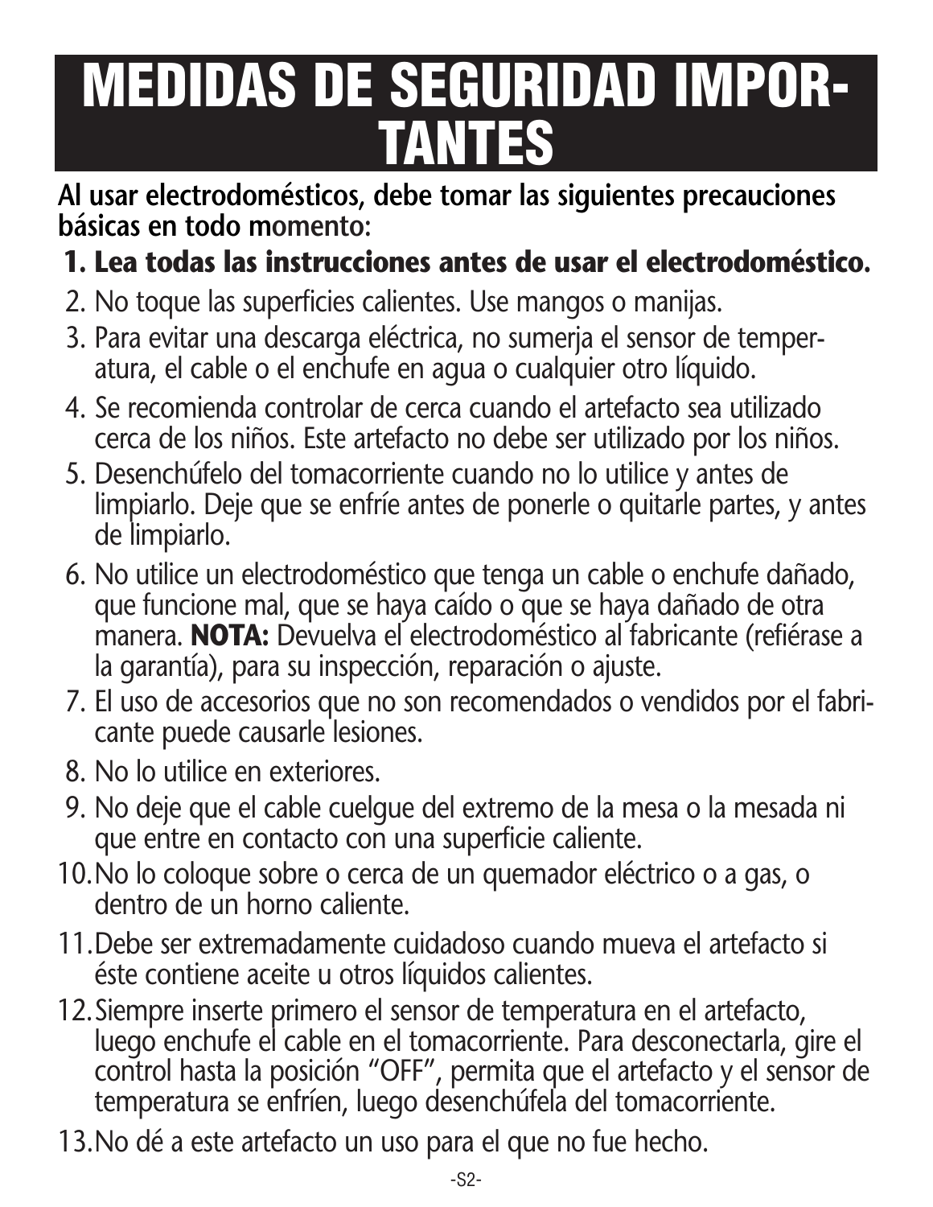# MEDIDAS DE SEGURIDAD IMPORTANTES

**Al usar electrodomésticos, debe tomar las siguientes precauciones básicas en todo momento:**

1. **Lea todas las instrucciones antes de usar el electrodoméstico.**
2. No toque las superficies calientes. Use mangos o manijas.
3. Para evitar una descarga eléctrica, no sumerja el sensor de temperatura, el cable o el enchufe en agua o cualquier otro líquido.
4. Se recomienda controlar de cerca cuando el artefacto sea utilizado cerca de los niños. Este artefacto no debe ser utilizado por los niños.
5. Desenchúfelo del tomacorriente cuando no lo utilice y antes de limpiarlo. Deje que se enfríe antes de ponerle o quitarle partes, y antes de limpiarlo.
6. No utilice un electrodoméstico que tenga un cable o enchufe dañado, que funcione mal, que se haya caído o que se haya dañado de otra manera. **NOTA:** Devuelva el electrodoméstico al fabricante (refiérase a la garantía), para su inspección, reparación o ajuste.
7. El uso de accesorios que no son recomendados o vendidos por el fabricante puede causarle lesiones.
8. No lo utilice en exteriores.
9. No deje que el cable cuelgue del extremo de la mesa o la mesada ni que entre en contacto con una superficie caliente.
10. No lo coloque sobre o cerca de un quemador eléctrico o a gas, o dentro de un horno caliente.
11. Debe ser extremadamente cuidadoso cuando mueva el artefacto si éste contiene aceite u otros líquidos calientes.
12. Siempre inserte primero el sensor de temperatura en el artefacto, luego enchufe el cable en el tomacorriente. Para desconectarla, gire el control hasta la posición “OFF”, permita que el artefacto y el sensor de temperatura se enfríen, luego desenchúfela del tomacorriente.
13. No dé a este artefacto un uso para el que no fue hecho.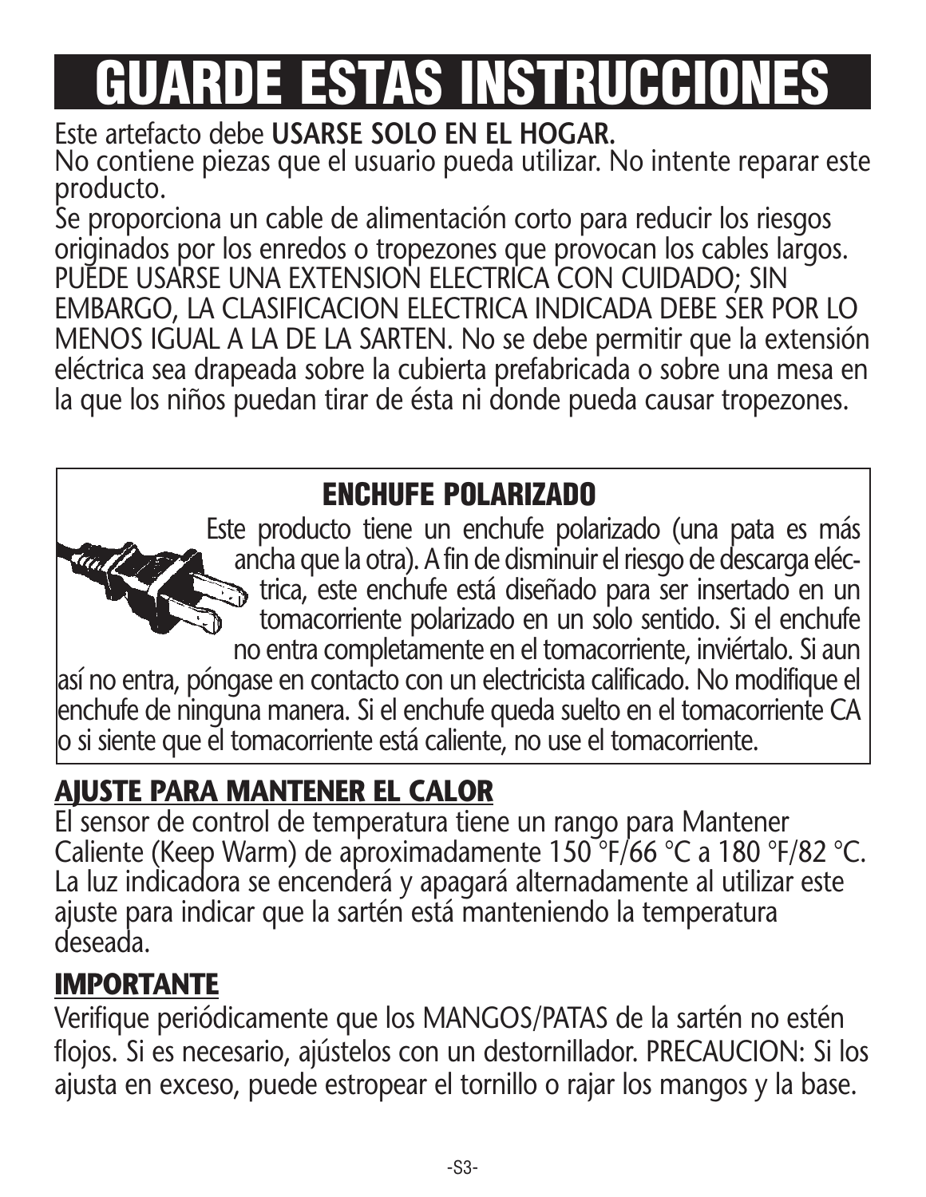# GUARDE ESTAS INSTRUCCIONES

Este artefacto debe **USARSE SOLO EN EL HOGAR.**
No contiene piezas que el usuario pueda utilizar. No intente reparar este producto.
Se proporciona un cable de alimentación corto para reducir los riesgos originados por los enredos o tropezones que provocan los cables largos. PUEDE USARSE UNA EXTENSION ELECTRICA CON CUIDADO; SIN EMBARGO, LA CLASIFICACION ELECTRICA INDICADA DEBE SER POR LO MENOS IGUAL A LA DE LA SARTEN. No se debe permitir que la extensión eléctrica sea drapeada sobre la cubierta prefabricada o sobre una mesa en la que los niños puedan tirar de ésta ni donde pueda causar tropezones.

## ENCHUFE POLARIZADO

Este producto tiene un enchufe polarizado (una pata es más ancha que la otra). A fin de disminuir el riesgo de descarga eléctrica, este enchufe está diseñado para ser insertado en un tomacorriente polarizado en un solo sentido. Si el enchufe no entra completamente en el tomacorriente, inviértalo. Si aun así no entra, póngase en contacto con un electricista calificado. No modifique el enchufe de ninguna manera. Si el enchufe queda suelto en el tomacorriente CA o si siente que el tomacorriente está caliente, no use el tomacorriente.

## AJUSTE PARA MANTENER EL CALOR

El sensor de control de temperatura tiene un rango para Mantener Caliente (Keep Warm) de aproximadamente 150 °F/66 °C a 180 °F/82 °C. La luz indicadora se encenderá y apagará alternadamente al utilizar este ajuste para indicar que la sartén está manteniendo la temperatura deseada.

## IMPORTANTE

Verifique periódicamente que los MANGOS/PATAS de la sartén no estén flojos. Si es necesario, ajústelos con un destornillador. PRECAUCION: Si los ajusta en exceso, puede estropear el tornillo o rajar los mangos y la base.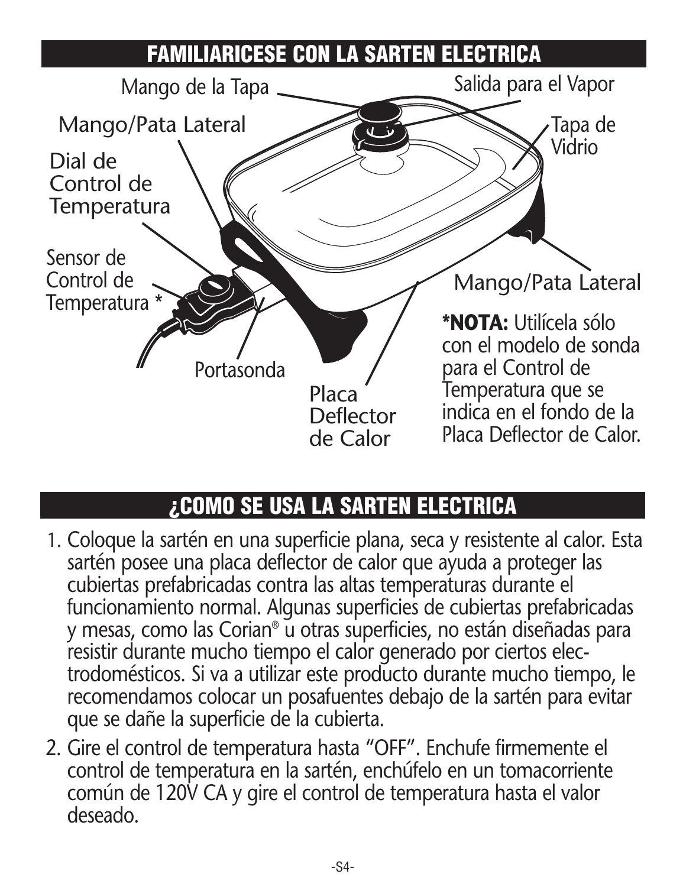## FAMILIARICESE CON LA SARTEN ELECTRICA

Mango de la Tapa

Salida para el Vapor

Mango/Pata Lateral

Tapa de Vidrio

Dial de Control de Temperatura

Sensor de Control de Temperatura *

Mango/Pata Lateral

Portasonda

Placa Deflector de Calor

**\*NOTA:** Utilícela sólo con el modelo de sonda para el Control de Temperatura que se indica en el fondo de la Placa Deflector de Calor.

## ¿COMO SE USA LA SARTEN ELECTRICA

1. Coloque la sartén en una superficie plana, seca y resistente al calor. Esta sartén posee una placa deflector de calor que ayuda a proteger las cubiertas prefabricadas contra las altas temperaturas durante el funcionamiento normal. Algunas superficies de cubiertas prefabricadas y mesas, como las Corian® u otras superficies, no están diseñadas para resistir durante mucho tiempo el calor generado por ciertos electrodomésticos. Si va a utilizar este producto durante mucho tiempo, le recomendamos colocar un posafuentes debajo de la sartén para evitar que se dañe la superficie de la cubierta.
2. Gire el control de temperatura hasta "OFF". Enchufe firmemente el control de temperatura en la sartén, enchúfelo en un tomacorriente común de 120V CA y gire el control de temperatura hasta el valor deseado.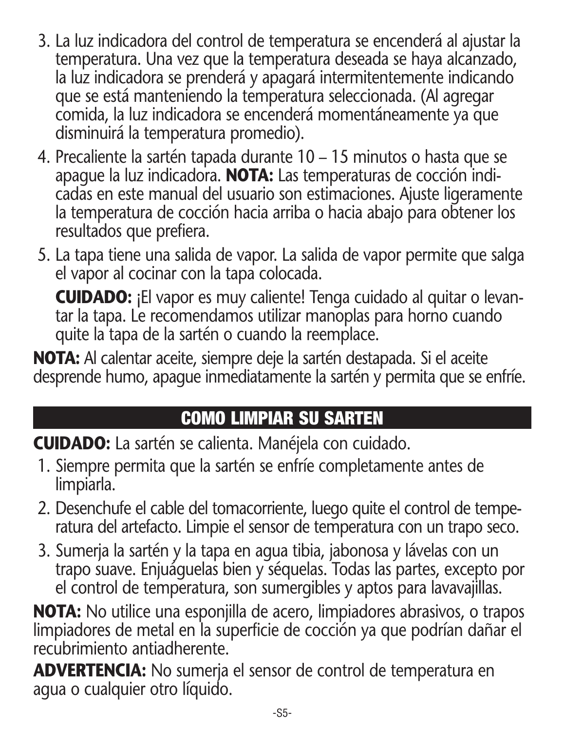3. La luz indicadora del control de temperatura se encenderá al ajustar la temperatura. Una vez que la temperatura deseada se haya alcanzado, la luz indicadora se prenderá y apagará intermitentemente indicando que se está manteniendo la temperatura seleccionada. (Al agregar comida, la luz indicadora se encenderá momentáneamente ya que disminuirá la temperatura promedio).
4. Precaliente la sartén tapada durante 10 – 15 minutos o hasta que se apague la luz indicadora. **NOTA:** Las temperaturas de cocción indicadas en este manual del usuario son estimaciones. Ajuste ligeramente la temperatura de cocción hacia arriba o hacia abajo para obtener los resultados que prefiera.
5. La tapa tiene una salida de vapor. La salida de vapor permite que salga el vapor al cocinar con la tapa colocada.

   **CUIDADO:** ¡El vapor es muy caliente! Tenga cuidado al quitar o levantar la tapa. Le recomendamos utilizar manoplas para horno cuando quite la tapa de la sartén o cuando la reemplace.

**NOTA:** Al calentar aceite, siempre deje la sartén destapada. Si el aceite desprende humo, apague inmediatamente la sartén y permita que se enfríe.

## COMO LIMPIAR SU SARTEN

**CUIDADO:** La sartén se calienta. Manéjela con cuidado.

1. Siempre permita que la sartén se enfríe completamente antes de limpiarla.
2. Desenchufe el cable del tomacorriente, luego quite el control de temperatura del artefacto. Limpie el sensor de temperatura con un trapo seco.
3. Sumerja la sartén y la tapa en agua tibia, jabonosa y lávelas con un trapo suave. Enjuáguelas bien y séquelas. Todas las partes, excepto por el control de temperatura, son sumergibles y aptos para lavavajillas.

**NOTA:** No utilice una esponjilla de acero, limpiadores abrasivos, o trapos limpiadores de metal en la superficie de cocción ya que podrían dañar el recubrimiento antiadherente.

**ADVERTENCIA:** No sumerja el sensor de control de temperatura en agua o cualquier otro líquido.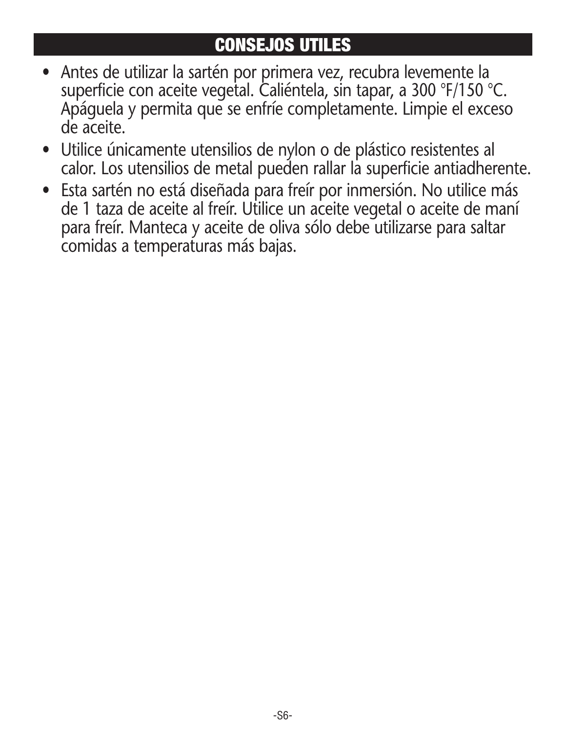## CONSEJOS UTILES

- Antes de utilizar la sartén por primera vez, recubra levemente la superficie con aceite vegetal. Caliéntela, sin tapar, a 300 °F/150 °C. Apáguela y permita que se enfríe completamente. Limpie el exceso de aceite.
- Utilice únicamente utensilios de nylon o de plástico resistentes al calor. Los utensilios de metal pueden rallar la superficie antiadherente.
- Esta sartén no está diseñada para freír por inmersión. No utilice más de 1 taza de aceite al freír. Utilice un aceite vegetal o aceite de maní para freír. Manteca y aceite de oliva sólo debe utilizarse para saltar comidas a temperaturas más bajas.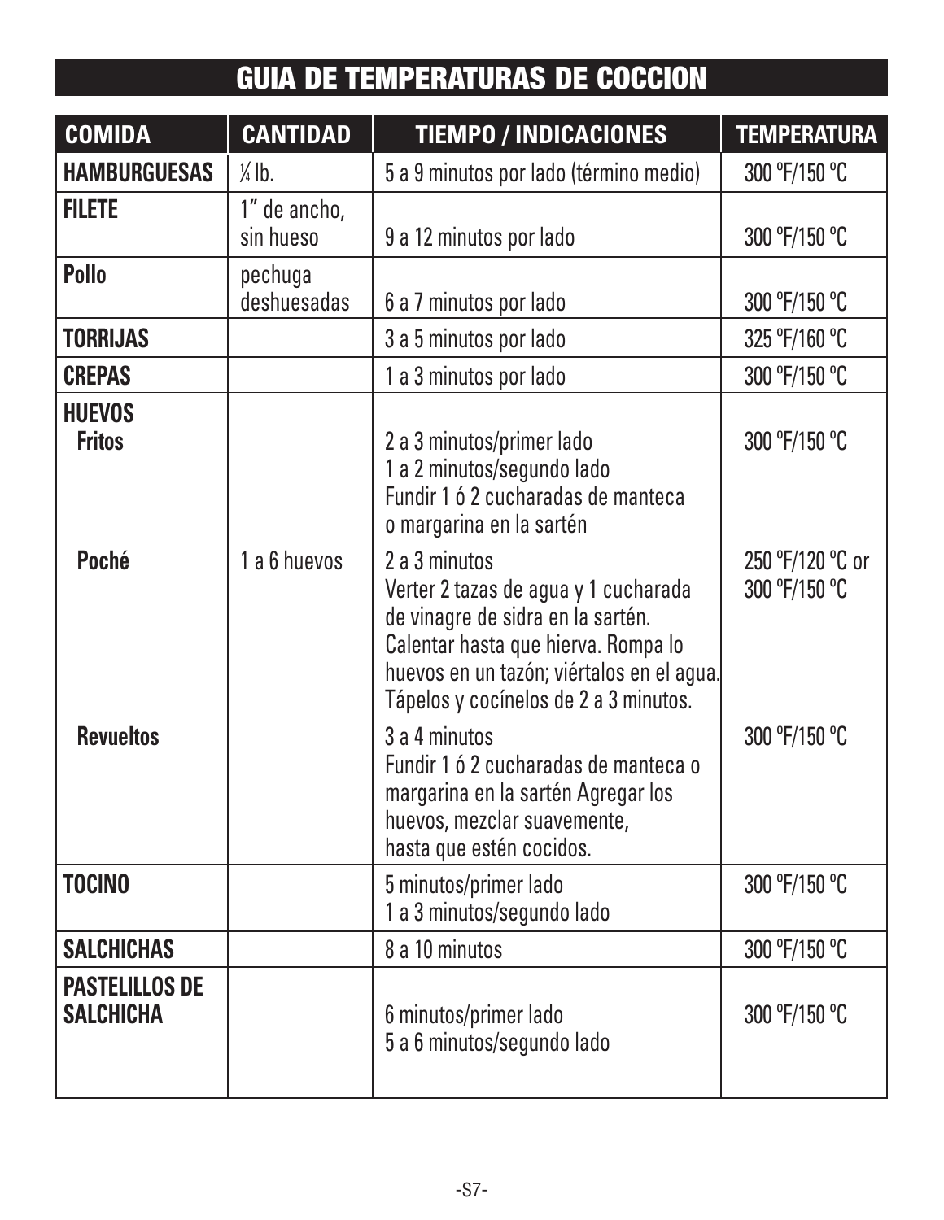# GUIA DE TEMPERATURAS DE COCCION

| COMIDA | CANTIDAD | TIEMPO / INDICACIONES | TEMPERATURA |
|---|---|---|---|
| **HAMBURGUESAS** | ¼ lb. | 5 a 9 minutos por lado (término medio) | 300 ºF/150 ºC |
| **FILETE** | 1" de ancho, sin hueso | 9 a 12 minutos por lado | 300 ºF/150 ºC |
| **Pollo** | pechuga deshuesadas | 6 a 7 minutos por lado | 300 ºF/150 ºC |
| **TORRIJAS** | | 3 a 5 minutos por lado | 325 ºF/160 ºC |
| **CREPAS** | | 1 a 3 minutos por lado | 300 ºF/150 ºC |
| **HUEVOS** | | | |
| **Fritos** | 1 a 6 huevos | 2 a 3 minutos/primer lado<br>1 a 2 minutos/segundo lado<br>Fundir 1 ó 2 cucharadas de manteca o margarina en la sartén | 300 ºF/150 ºC |
| **Poché** | 1 a 6 huevos | 2 a 3 minutos<br>Verter 2 tazas de agua y 1 cucharada de vinagre de sidra en la sartén. Calentar hasta que hierva. Rompa lo huevos en un tazón; viértalos en el agua. Tápelos y cocínelos de 2 a 3 minutos. | 250 ºF/120 ºC or 300 ºF/150 ºC |
| **Revueltos** | 1 a 6 huevos | 3 a 4 minutos<br>Fundir 1 ó 2 cucharadas de manteca o margarina en la sartén Agregar los huevos, mezclar suavemente, hasta que estén cocidos. | 300 ºF/150 ºC |
| **TOCINO** | | 5 minutos/primer lado<br>1 a 3 minutos/segundo lado | 300 ºF/150 ºC |
| **SALCHICHAS** | | 8 a 10 minutos | 300 ºF/150 ºC |
| **PASTELILLOS DE SALCHICHA** | | 6 minutos/primer lado<br>5 a 6 minutos/segundo lado | 300 ºF/150 ºC |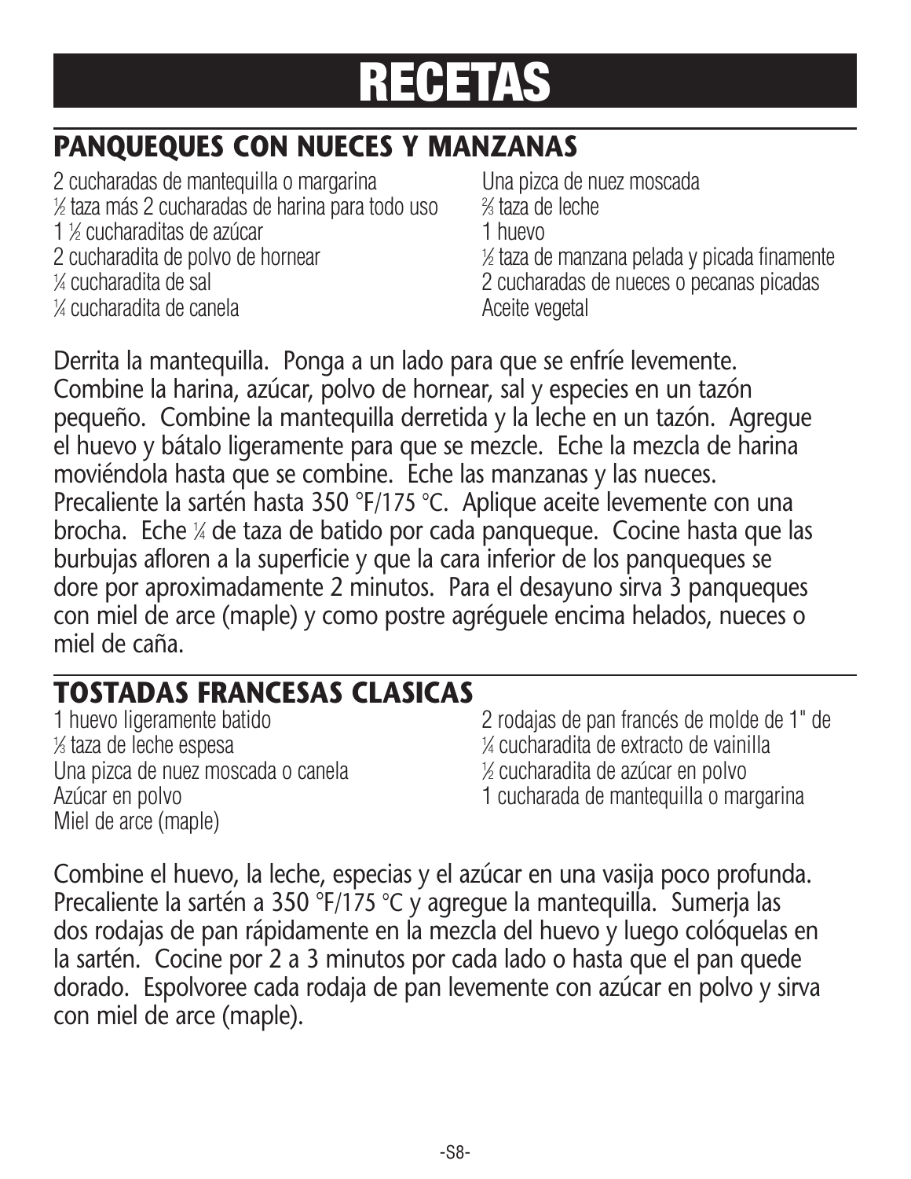# RECETAS

## PANQUEQUES CON NUECES Y MANZANAS

2 cucharadas de mantequilla o margarina
½ taza más 2 cucharadas de harina para todo uso
1 ½ cucharaditas de azúcar
2 cucharadita de polvo de hornear
¼ cucharadita de sal
¼ cucharadita de canela
Una pizca de nuez moscada
⅔ taza de leche
1 huevo
½ taza de manzana pelada y picada finamente
2 cucharadas de nueces o pecanas picadas
Aceite vegetal

Derrita la mantequilla. Ponga a un lado para que se enfríe levemente. Combine la harina, azúcar, polvo de hornear, sal y especies en un tazón pequeño. Combine la mantequilla derretida y la leche en un tazón. Agregue el huevo y bátalo ligeramente para que se mezcle. Eche la mezcla de harina moviéndola hasta que se combine. Eche las manzanas y las nueces. Precaliente la sartén hasta 350 °F/175 °C. Aplique aceite levemente con una brocha. Eche ¼ de taza de batido por cada panqueque. Cocine hasta que las burbujas afloren a la superficie y que la cara inferior de los panqueques se dore por aproximadamente 2 minutos. Para el desayuno sirva 3 panqueques con miel de arce (maple) y como postre agréguele encima helados, nueces o miel de caña.

## TOSTADAS FRANCESAS CLASICAS

1 huevo ligeramente batido
⅓ taza de leche espesa
Una pizca de nuez moscada o canela
Azúcar en polvo
Miel de arce (maple)
2 rodajas de pan francés de molde de 1" de
¼ cucharadita de extracto de vainilla
½ cucharadita de azúcar en polvo
1 cucharada de mantequilla o margarina

Combine el huevo, la leche, especias y el azúcar en una vasija poco profunda. Precaliente la sartén a 350 °F/175 °C y agregue la mantequilla. Sumerja las dos rodajas de pan rápidamente en la mezcla del huevo y luego colóquelas en la sartén. Cocine por 2 a 3 minutos por cada lado o hasta que el pan quede dorado. Espolvoree cada rodaja de pan levemente con azúcar en polvo y sirva con miel de arce (maple).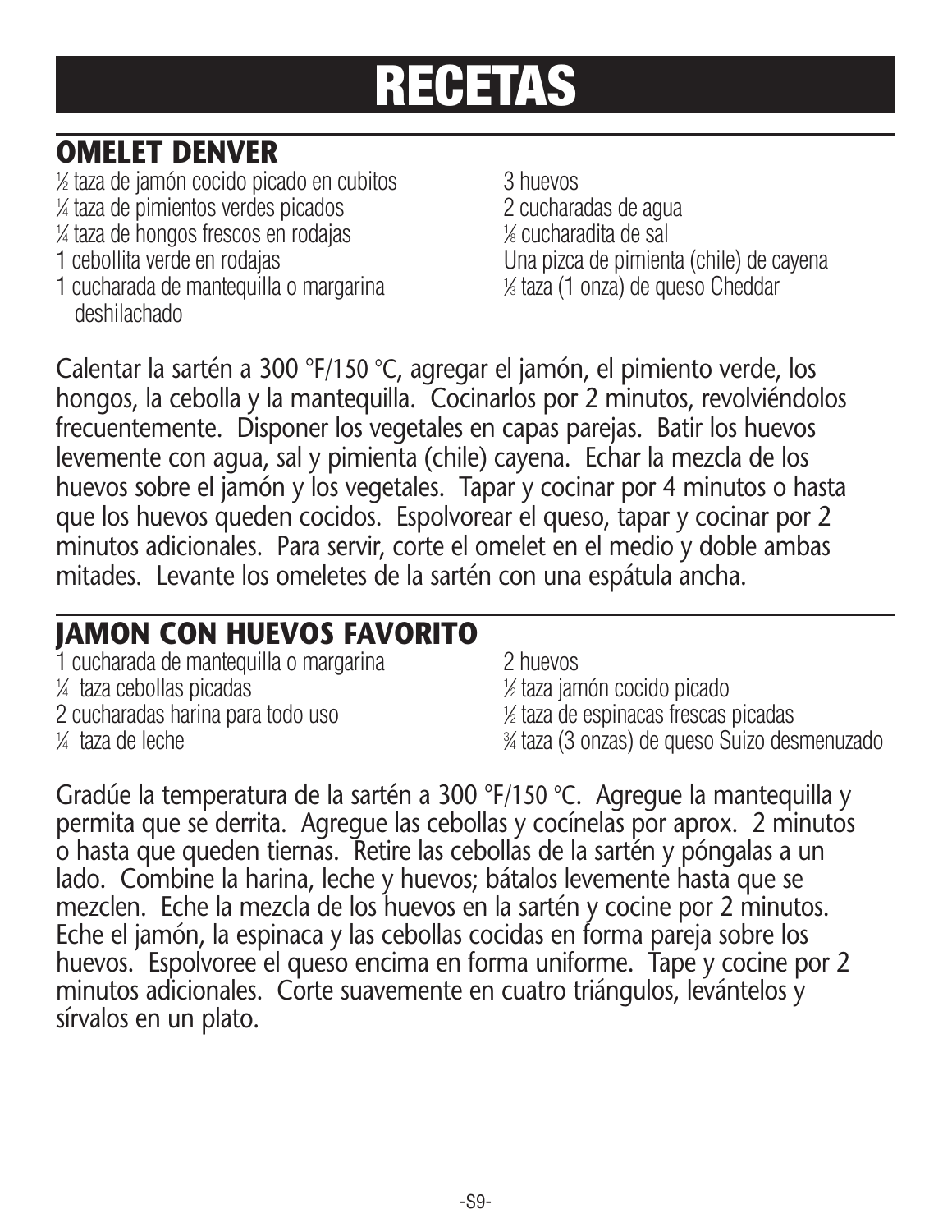# RECETAS

## OMELET DENVER

½ taza de jamón cocido picado en cubitos
¼ taza de pimientos verdes picados
¼ taza de hongos frescos en rodajas
1 cebollita verde en rodajas
1 cucharada de mantequilla o margarina
3 huevos
2 cucharadas de agua
⅛ cucharadita de sal
Una pizca de pimienta (chile) de cayena
⅓ taza (1 onza) de queso Cheddar deshilachado

Calentar la sartén a 300 °F/150 °C, agregar el jamón, el pimiento verde, los hongos, la cebolla y la mantequilla. Cocinarlos por 2 minutos, revolviéndolos frecuentemente. Disponer los vegetales en capas parejas. Batir los huevos levemente con agua, sal y pimienta (chile) cayena. Echar la mezcla de los huevos sobre el jamón y los vegetales. Tapar y cocinar por 4 minutos o hasta que los huevos queden cocidos. Espolvorear el queso, tapar y cocinar por 2 minutos adicionales. Para servir, corte el omelet en el medio y doble ambas mitades. Levante los omeletes de la sartén con una espátula ancha.

## JAMON CON HUEVOS FAVORITO

1 cucharada de mantequilla o margarina
¼ taza cebollas picadas
2 cucharadas harina para todo uso
¼ taza de leche
2 huevos
½ taza jamón cocido picado
½ taza de espinacas frescas picadas
¾ taza (3 onzas) de queso Suizo desmenuzado

Gradúe la temperatura de la sartén a 300 °F/150 °C. Agregue la mantequilla y permita que se derrita. Agregue las cebollas y cocínelas por aprox. 2 minutos o hasta que queden tiernas. Retire las cebollas de la sartén y póngalas a un lado. Combine la harina, leche y huevos; bátalos levemente hasta que se mezclen. Eche la mezcla de los huevos en la sartén y cocine por 2 minutos. Eche el jamón, la espinaca y las cebollas cocidas en forma pareja sobre los huevos. Espolvoree el queso encima en forma uniforme. Tape y cocine por 2 minutos adicionales. Corte suavemente en cuatro triángulos, levántelos y sírvalos en un plato.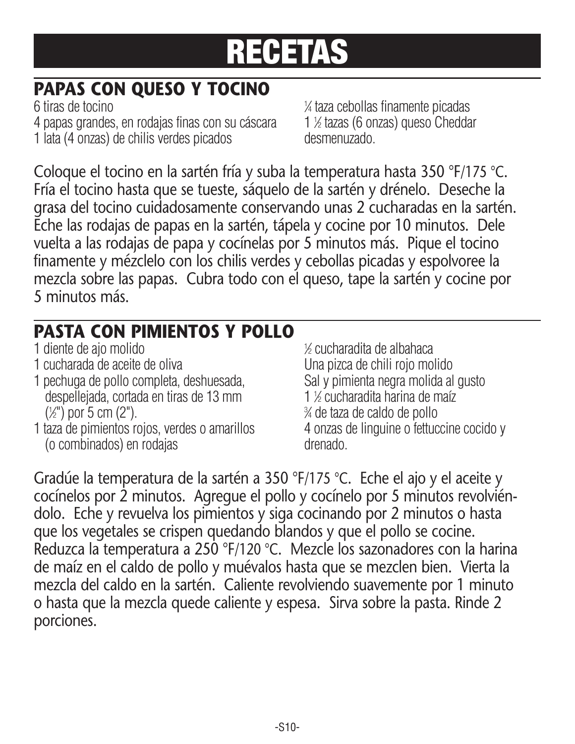# RECETAS

## PAPAS CON QUESO Y TOCINO

6 tiras de tocino
4 papas grandes, en rodajas finas con su cáscara
1 lata (4 onzas) de chilis verdes picados
¼ taza cebollas finamente picadas
1 ½ tazas (6 onzas) queso Cheddar desmenuzado.

Coloque el tocino en la sartén fría y suba la temperatura hasta 350 °F/175 °C. Fría el tocino hasta que se tueste, sáquelo de la sartén y drénelo. Deseche la grasa del tocino cuidadosamente conservando unas 2 cucharadas en la sartén. Eche las rodajas de papas en la sartén, tápela y cocine por 10 minutos. Dele vuelta a las rodajas de papa y cocínelas por 5 minutos más. Pique el tocino finamente y mézclelo con los chilis verdes y cebollas picadas y espolvoree la mezcla sobre las papas. Cubra todo con el queso, tape la sartén y cocine por 5 minutos más.

## PASTA CON PIMIENTOS Y POLLO

1 diente de ajo molido
1 cucharada de aceite de oliva
1 pechuga de pollo completa, deshuesada, despellejada, cortada en tiras de 13 mm (½") por 5 cm (2").
1 taza de pimientos rojos, verdes o amarillos (o combinados) en rodajas
½ cucharadita de albahaca
Una pizca de chili rojo molido
Sal y pimienta negra molida al gusto
1 ½ cucharadita harina de maíz
¾ de taza de caldo de pollo
4 onzas de linguine o fettuccine cocido y drenado.

Gradúe la temperatura de la sartén a 350 °F/175 °C. Eche el ajo y el aceite y cocínelos por 2 minutos. Agregue el pollo y cocínelo por 5 minutos revolviéndolo. Eche y revuelva los pimientos y siga cocinando por 2 minutos o hasta que los vegetales se crispen quedando blandos y que el pollo se cocine. Reduzca la temperatura a 250 °F/120 °C. Mezcle los sazonadores con la harina de maíz en el caldo de pollo y muévalos hasta que se mezclen bien. Vierta la mezcla del caldo en la sartén. Caliente revolviendo suavemente por 1 minuto o hasta que la mezcla quede caliente y espesa. Sirva sobre la pasta. Rinde 2 porciones.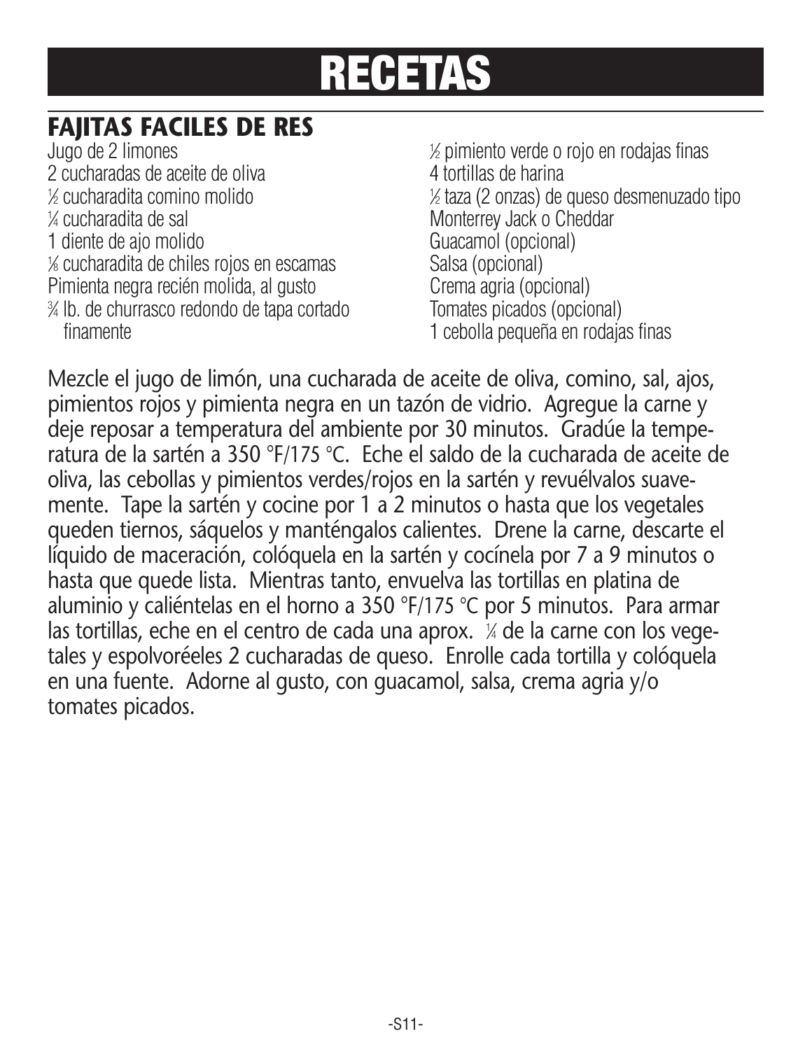# RECETAS

## FAJITAS FACILES DE RES

Jugo de 2 limones
2 cucharadas de aceite de oliva
½ cucharadita comino molido
¼ cucharadita de sal
1 diente de ajo molido
⅛ cucharadita de chiles rojos en escamas
Pimienta negra recién molida, al gusto
¾ lb. de churrasco redondo de tapa cortado finamente
½ pimiento verde o rojo en rodajas finas
4 tortillas de harina
½ taza (2 onzas) de queso desmenuzado tipo Monterrey Jack o Cheddar
Guacamol (opcional)
Salsa (opcional)
Crema agria (opcional)
Tomates picados (opcional)
1 cebolla pequeña en rodajas finas

Mezcle el jugo de limón, una cucharada de aceite de oliva, comino, sal, ajos, pimientos rojos y pimienta negra en un tazón de vidrio. Agregue la carne y deje reposar a temperatura del ambiente por 30 minutos. Gradúe la temperatura de la sartén a 350 °F/175 °C. Eche el saldo de la cucharada de aceite de oliva, las cebollas y pimientos verdes/rojos en la sartén y revuélvalos suavemente. Tape la sartén y cocine por 1 a 2 minutos o hasta que los vegetales queden tiernos, sáquelos y manténgalos calientes. Drene la carne, descarte el líquido de maceración, colóquela en la sartén y cocínela por 7 a 9 minutos o hasta que quede lista. Mientras tanto, envuelva las tortillas en platina de aluminio y caliéntelas en el horno a 350 °F/175 °C por 5 minutos. Para armar las tortillas, eche en el centro de cada una aprox. ¼ de la carne con los vegetales y espolvoréeles 2 cucharadas de queso. Enrolle cada tortilla y colóquela en una fuente. Adorne al gusto, con guacamol, salsa, crema agria y/o tomates picados.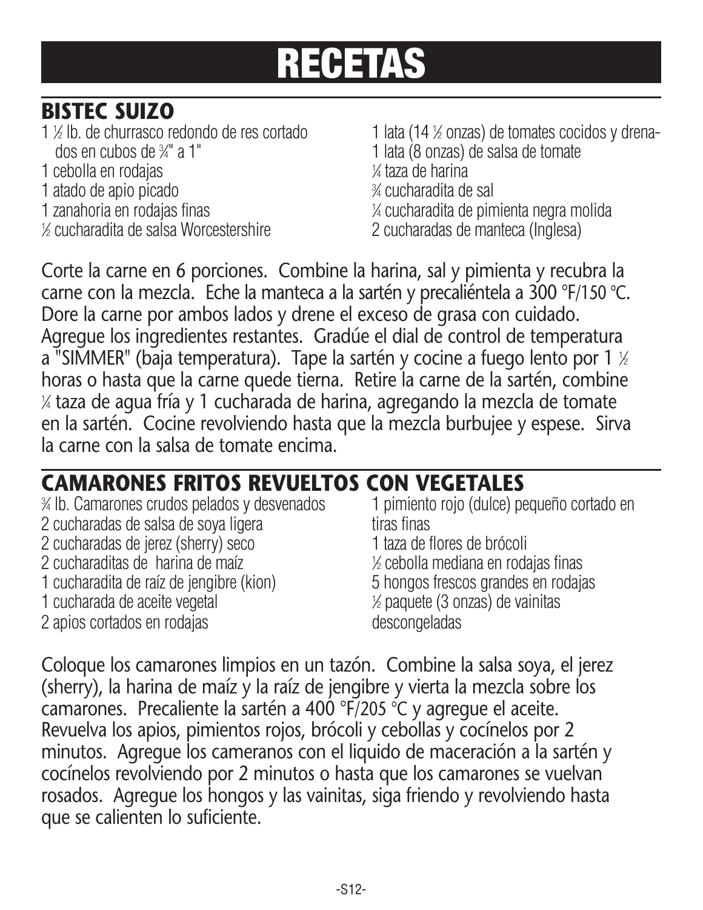# RECETAS

## BISTEC SUIZO

- 1 ½ lb. de churrasco redondo de res cortado dos en cubos de ¾" a 1"
- 1 cebolla en rodajas
- 1 atado de apio picado
- 1 zanahoria en rodajas finas
- ½ cucharadita de salsa Worcestershire
- 1 lata (14 ½ onzas) de tomates cocidos y drena-
- 1 lata (8 onzas) de salsa de tomate
- ¼ taza de harina
- ¾ cucharadita de sal
- ¼ cucharadita de pimienta negra molida
- 2 cucharadas de manteca (Inglesa)

Corte la carne en 6 porciones. Combine la harina, sal y pimienta y recubra la carne con la mezcla. Eche la manteca a la sartén y precaliéntela a 300 °F/150 °C. Dore la carne por ambos lados y drene el exceso de grasa con cuidado. Agregue los ingredientes restantes. Gradúe el dial de control de temperatura a "SIMMER" (baja temperatura). Tape la sartén y cocine a fuego lento por 1 ½ horas o hasta que la carne quede tierna. Retire la carne de la sartén, combine ¼ taza de agua fría y 1 cucharada de harina, agregando la mezcla de tomate en la sartén. Cocine revolviendo hasta que la mezcla burbujee y espese. Sirva la carne con la salsa de tomate encima.

## CAMARONES FRITOS REVUELTOS CON VEGETALES

- ¾ lb. Camarones crudos pelados y desvenados
- 2 cucharadas de salsa de soya ligera
- 2 cucharadas de jerez (sherry) seco
- 2 cucharaditas de harina de maíz
- 1 cucharadita de raíz de jengibre (kion)
- 1 cucharada de aceite vegetal
- 2 apios cortados en rodajas
- 1 pimiento rojo (dulce) pequeño cortado en tiras finas
- 1 taza de flores de brócoli
- ½ cebolla mediana en rodajas finas
- 5 hongos frescos grandes en rodajas
- ½ paquete (3 onzas) de vainitas descongeladas

Coloque los camarones limpios en un tazón. Combine la salsa soya, el jerez (sherry), la harina de maíz y la raíz de jengibre y vierta la mezcla sobre los camarones. Precaliente la sartén a 400 °F/205 °C y agregue el aceite. Revuelva los apios, pimientos rojos, brócoli y cebollas y cocínelos por 2 minutos. Agregue los cameranos con el liquido de maceración a la sartén y cocínelos revolviendo por 2 minutos o hasta que los camarones se vuelvan rosados. Agregue los hongos y las vainitas, siga friendo y revolviendo hasta que se calienten lo suficiente.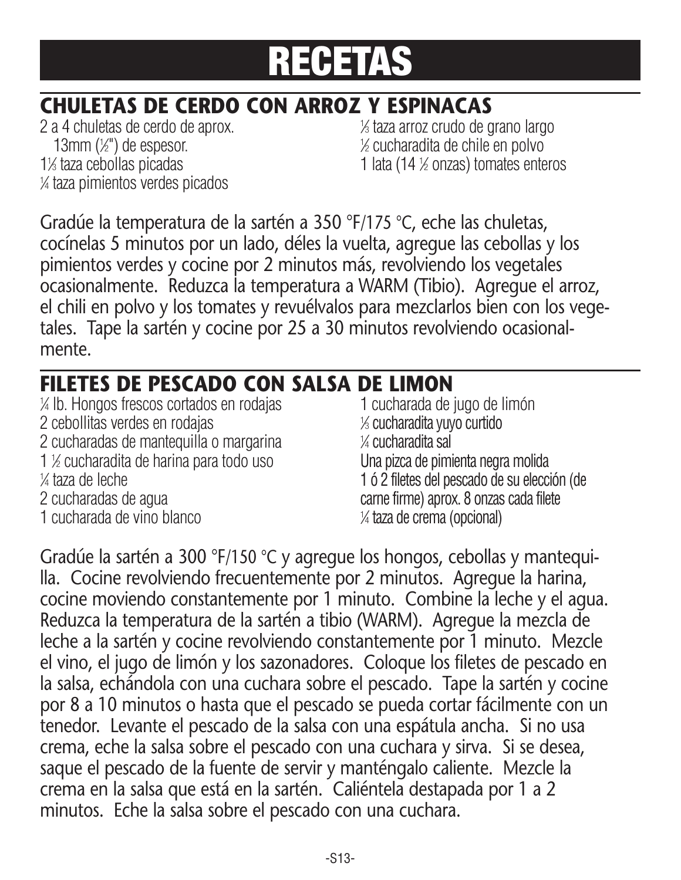# RECETAS

## CHULETAS DE CERDO CON ARROZ Y ESPINACAS

2 a 4 chuletas de cerdo de aprox. 13mm (½") de espesor.
1⅓ taza cebollas picadas
¼ taza pimientos verdes picados
⅓ taza arroz crudo de grano largo
½ cucharadita de chile en polvo
1 lata (14 ½ onzas) tomates enteros

Gradúe la temperatura de la sartén a 350 °F/175 °C, eche las chuletas, cocínelas 5 minutos por un lado, déles la vuelta, agregue las cebollas y los pimientos verdes y cocine por 2 minutos más, revolviendo los vegetales ocasionalmente. Reduzca la temperatura a WARM (Tibio). Agregue el arroz, el chili en polvo y los tomates y revuélvalos para mezclarlos bien con los vegetales. Tape la sartén y cocine por 25 a 30 minutos revolviendo ocasionalmente.

## FILETES DE PESCADO CON SALSA DE LIMON

¼ lb. Hongos frescos cortados en rodajas
2 cebollitas verdes en rodajas
2 cucharadas de mantequilla o margarina
1 ½ cucharadita de harina para todo uso
¼ taza de leche
2 cucharadas de agua
1 cucharada de vino blanco
1 cucharada de jugo de limón
⅛ cucharadita yuyo curtido
¼ cucharadita sal
Una pizca de pimienta negra molida
1 ó 2 filetes del pescado de su elección (de carne firme) aprox. 8 onzas cada filete
¼ taza de crema (opcional)

Gradúe la sartén a 300 °F/150 °C y agregue los hongos, cebollas y mantequilla. Cocine revolviendo frecuentemente por 2 minutos. Agregue la harina, cocine moviendo constantemente por 1 minuto. Combine la leche y el agua. Reduzca la temperatura de la sartén a tibio (WARM). Agregue la mezcla de leche a la sartén y cocine revolviendo constantemente por 1 minuto. Mezcle el vino, el jugo de limón y los sazonadores. Coloque los filetes de pescado en la salsa, echándola con una cuchara sobre el pescado. Tape la sartén y cocine por 8 a 10 minutos o hasta que el pescado se pueda cortar fácilmente con un tenedor. Levante el pescado de la salsa con una espátula ancha. Si no usa crema, eche la salsa sobre el pescado con una cuchara y sirva. Si se desea, saque el pescado de la fuente de servir y manténgalo caliente. Mezcle la crema en la salsa que está en la sartén. Caliéntela destapada por 1 a 2 minutos. Eche la salsa sobre el pescado con una cuchara.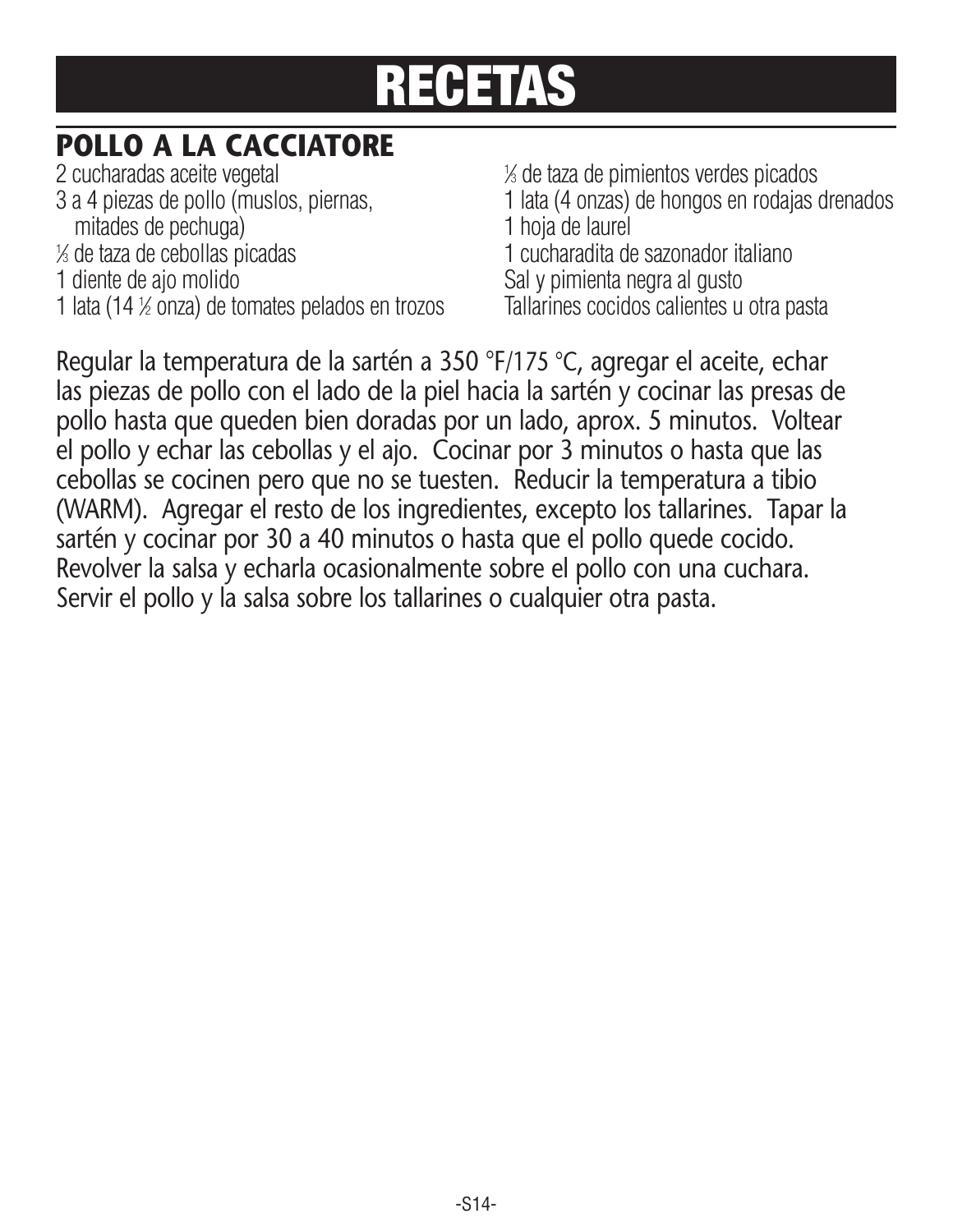# RECETAS

## POLLO A LA CACCIATORE

2 cucharadas aceite vegetal
3 a 4 piezas de pollo (muslos, piernas, mitades de pechuga)
⅓ de taza de cebollas picadas
1 diente de ajo molido
1 lata (14 ½ onza) de tomates pelados en trozos
⅓ de taza de pimientos verdes picados
1 lata (4 onzas) de hongos en rodajas drenados
1 hoja de laurel
1 cucharadita de sazonador italiano
Sal y pimienta negra al gusto
Tallarines cocidos calientes u otra pasta

Regular la temperatura de la sartén a 350 °F/175 °C, agregar el aceite, echar las piezas de pollo con el lado de la piel hacia la sartén y cocinar las presas de pollo hasta que queden bien doradas por un lado, aprox. 5 minutos. Voltear el pollo y echar las cebollas y el ajo. Cocinar por 3 minutos o hasta que las cebollas se cocinen pero que no se tuesten. Reducir la temperatura a tibio (WARM). Agregar el resto de los ingredientes, excepto los tallarines. Tapar la sartén y cocinar por 30 a 40 minutos o hasta que el pollo quede cocido. Revolver la salsa y echarla ocasionalmente sobre el pollo con una cuchara. Servir el pollo y la salsa sobre los tallarines o cualquier otra pasta.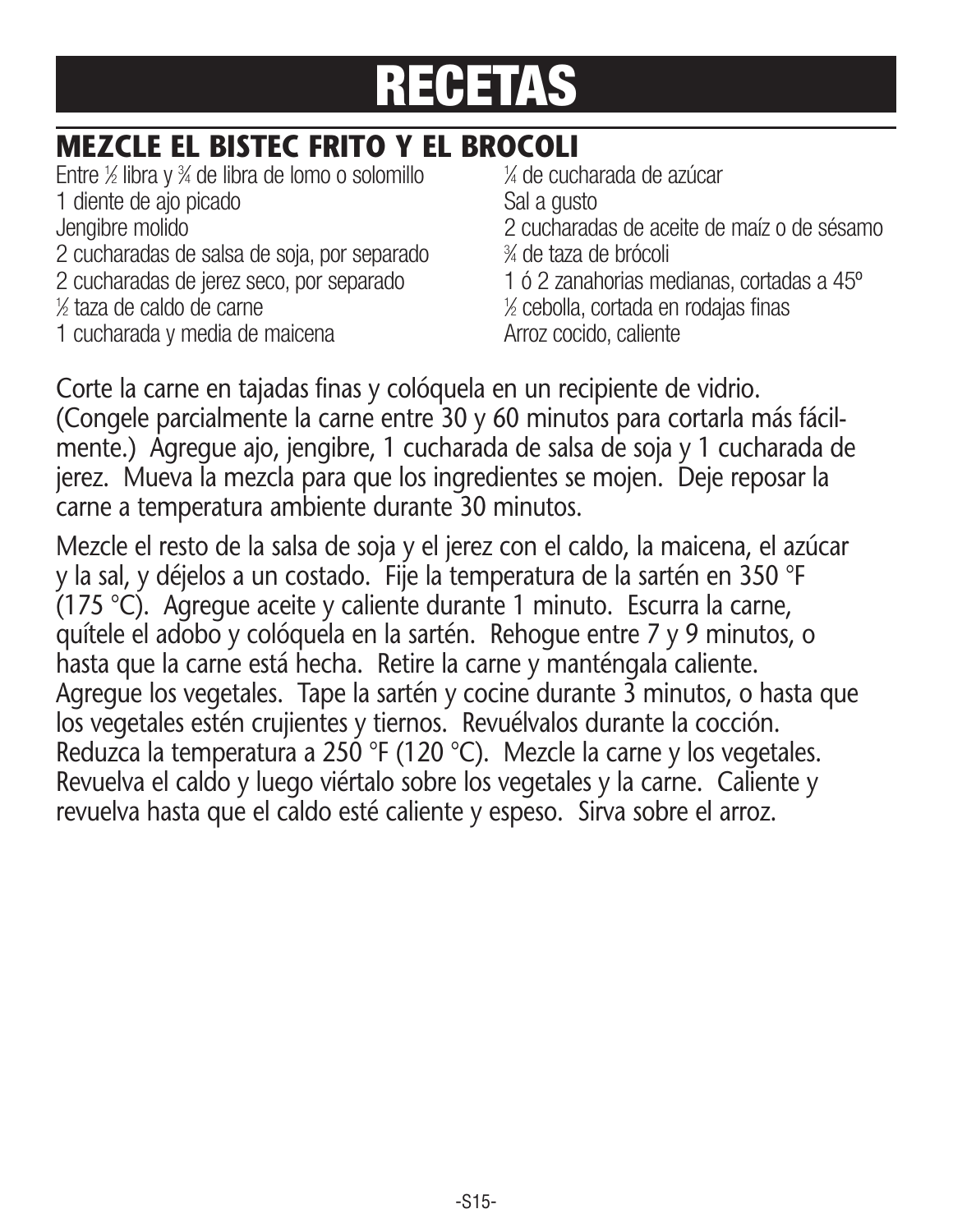# RECETAS

## MEZCLE EL BISTEC FRITO Y EL BROCOLI

Entre ½ libra y ¾ de libra de lomo o solomillo
1 diente de ajo picado
Jengibre molido
2 cucharadas de salsa de soja, por separado
2 cucharadas de jerez seco, por separado
½ taza de caldo de carne
1 cucharada y media de maicena
¼ de cucharada de azúcar
Sal a gusto
2 cucharadas de aceite de maíz o de sésamo
¾ de taza de brócoli
1 ó 2 zanahorias medianas, cortadas a 45º
½ cebolla, cortada en rodajas finas
Arroz cocido, caliente

Corte la carne en tajadas finas y colóquela en un recipiente de vidrio. (Congele parcialmente la carne entre 30 y 60 minutos para cortarla más fácilmente.) Agregue ajo, jengibre, 1 cucharada de salsa de soja y 1 cucharada de jerez. Mueva la mezcla para que los ingredientes se mojen. Deje reposar la carne a temperatura ambiente durante 30 minutos.

Mezcle el resto de la salsa de soja y el jerez con el caldo, la maicena, el azúcar y la sal, y déjelos a un costado. Fije la temperatura de la sartén en 350 °F (175 °C). Agregue aceite y caliente durante 1 minuto. Escurra la carne, quítele el adobo y colóquela en la sartén. Rehogue entre 7 y 9 minutos, o hasta que la carne está hecha. Retire la carne y manténgala caliente. Agregue los vegetales. Tape la sartén y cocine durante 3 minutos, o hasta que los vegetales estén crujientes y tiernos. Revuélvalos durante la cocción. Reduzca la temperatura a 250 °F (120 °C). Mezcle la carne y los vegetales. Revuelva el caldo y luego viértalo sobre los vegetales y la carne. Caliente y revuelva hasta que el caldo esté caliente y espeso. Sirva sobre el arroz.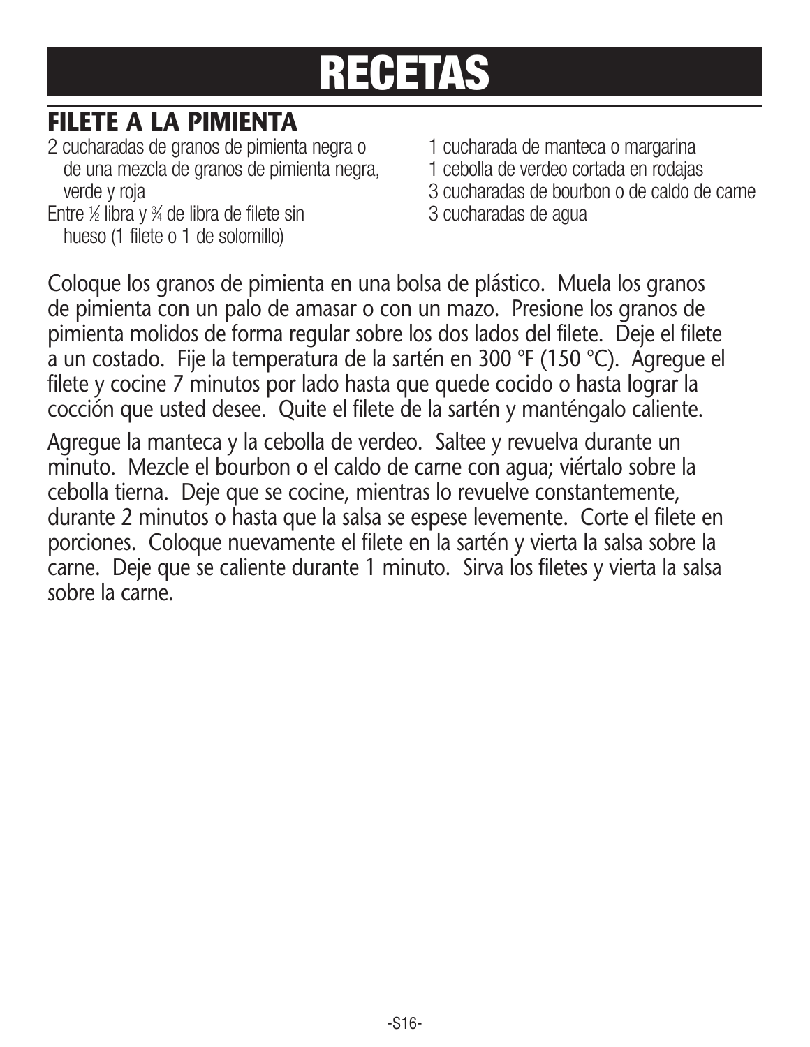# RECETAS

## FILETE A LA PIMIENTA

- 2 cucharadas de granos de pimienta negra o de una mezcla de granos de pimienta negra, verde y roja
- Entre ½ libra y ¾ de libra de filete sin hueso (1 filete o 1 de solomillo)
- 1 cucharada de manteca o margarina
- 1 cebolla de verdeo cortada en rodajas
- 3 cucharadas de bourbon o de caldo de carne
- 3 cucharadas de agua

Coloque los granos de pimienta en una bolsa de plástico. Muela los granos de pimienta con un palo de amasar o con un mazo. Presione los granos de pimienta molidos de forma regular sobre los dos lados del filete. Deje el filete a un costado. Fije la temperatura de la sartén en 300 °F (150 °C). Agregue el filete y cocine 7 minutos por lado hasta que quede cocido o hasta lograr la cocción que usted desee. Quite el filete de la sartén y manténgalo caliente.

Agregue la manteca y la cebolla de verdeo. Saltee y revuelva durante un minuto. Mezcle el bourbon o el caldo de carne con agua; viértalo sobre la cebolla tierna. Deje que se cocine, mientras lo revuelve constantemente, durante 2 minutos o hasta que la salsa se espese levemente. Corte el filete en porciones. Coloque nuevamente el filete en la sartén y vierta la salsa sobre la carne. Deje que se caliente durante 1 minuto. Sirva los filetes y vierta la salsa sobre la carne.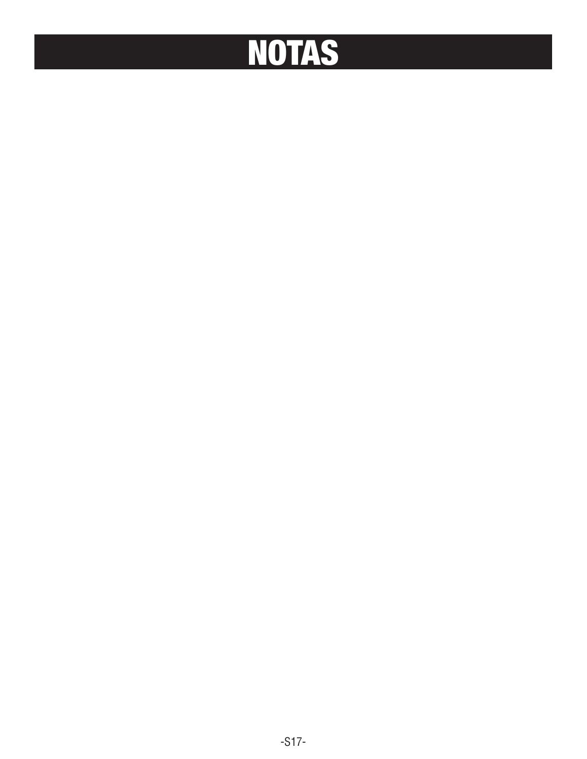# NOTAS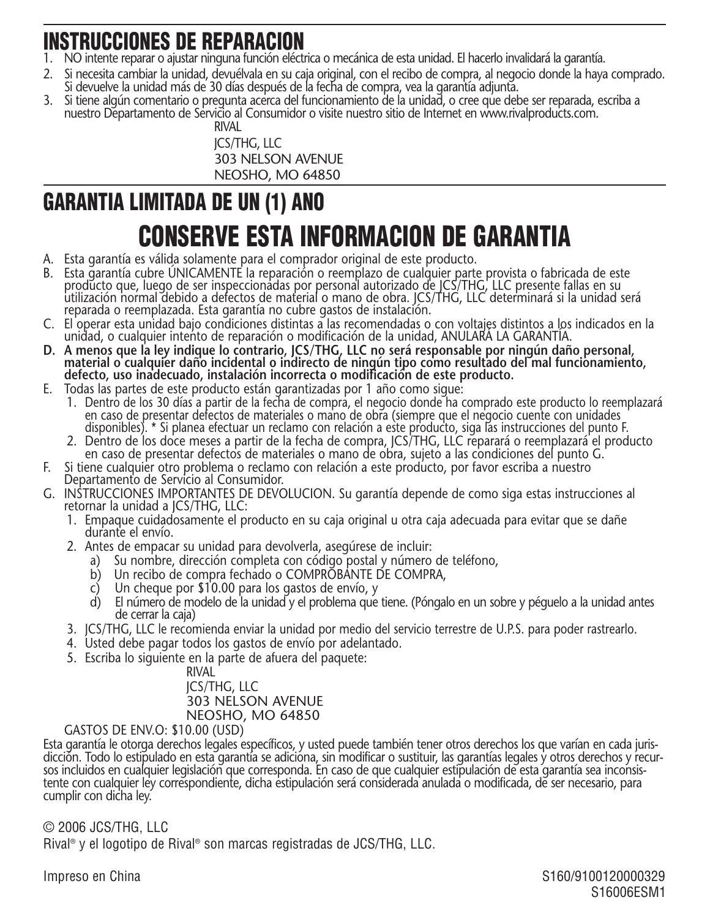## INSTRUCCIONES DE REPARACION

1. NO intente reparar o ajustar ninguna función eléctrica o mecánica de esta unidad. El hacerlo invalidará la garantía.
2. Si necesita cambiar la unidad, devuélvala en su caja original, con el recibo de compra, al negocio donde la haya comprado. Si devuelve la unidad más de 30 días después de la fecha de compra, vea la garantía adjunta.
3. Si tiene algún comentario o pregunta acerca del funcionamiento de la unidad, o cree que debe ser reparada, escriba a nuestro Departamento de Servicio al Consumidor o visite nuestro sitio de Internet en www.rivalproducts.com.

RIVAL
JCS/THG, LLC
303 NELSON AVENUE
NEOSHO, MO 64850

## GARANTIA LIMITADA DE UN (1) ANO

# CONSERVE ESTA INFORMACION DE GARANTIA

A. Esta garantía es válida solamente para el comprador original de este producto.
B. Esta garantía cubre ÚNICAMENTE la reparación o reemplazo de cualquier parte provista o fabricada de este producto que, luego de ser inspeccionadas por personal autorizado de JCS/THG, LLC presente fallas en su utilización normal debido a defectos de material o mano de obra. JCS/THG, LLC determinará si la unidad será reparada o reemplazada. Esta garantía no cubre gastos de instalación.
C. El operar esta unidad bajo condiciones distintas a las recomendadas o con voltajes distintos a los indicados en la unidad, o cualquier intento de reparación o modificación de la unidad, ANULARÁ LA GARANTÍA.
**D. A menos que la ley indique lo contrario, JCS/THG, LLC no será responsable por ningún daño personal, material o cualquier daño incidental o indirecto de ningún tipo como resultado del mal funcionamiento, defecto, uso inadecuado, instalación incorrecta o modificación de este producto.**
E. Todas las partes de este producto están garantizadas por 1 año como sigue:
   1. Dentro de los 30 días a partir de la fecha de compra, el negocio donde ha comprado este producto lo reemplazará en caso de presentar defectos de materiales o mano de obra (siempre que el negocio cuente con unidades disponibles). * Si planea efectuar un reclamo con relación a este producto, siga las instrucciones del punto F.
   2. Dentro de los doce meses a partir de la fecha de compra, JCS/THG, LLC reparará o reemplazará el producto en caso de presentar defectos de materiales o mano de obra, sujeto a las condiciones del punto G.
F. Si tiene cualquier otro problema o reclamo con relación a este producto, por favor escriba a nuestro Departamento de Servicio al Consumidor.
G. INSTRUCCIONES IMPORTANTES DE DEVOLUCION. Su garantía depende de como siga estas instrucciones al retornar la unidad a JCS/THG, LLC:
   1. Empaque cuidadosamente el producto en su caja original u otra caja adecuada para evitar que se dañe durante el envío.
   2. Antes de empacar su unidad para devolverla, asegúrese de incluir:
      a) Su nombre, dirección completa con código postal y número de teléfono,
      b) Un recibo de compra fechado o COMPROBANTE DE COMPRA,
      c) Un cheque por $10.00 para los gastos de envío, y
      d) El número de modelo de la unidad y el problema que tiene. (Póngalo en un sobre y péguelo a la unidad antes de cerrar la caja)
   3. JCS/THG, LLC le recomienda enviar la unidad por medio del servicio terrestre de U.P.S. para poder rastrearlo.
   4. Usted debe pagar todos los gastos de envío por adelantado.
   5. Escriba lo siguiente en la parte de afuera del paquete:

RIVAL
JCS/THG, LLC
303 NELSON AVENUE
NEOSHO, MO 64850

GASTOS DE ENV.O: $10.00 (USD)

Esta garantía le otorga derechos legales específicos, y usted puede también tener otros derechos los que varían en cada jurisdicción. Todo lo estipulado en esta garantía se adiciona, sin modificar o sustituir, las garantías legales y otros derechos y recursos incluidos en cualquier legislación que corresponda. En caso de que cualquier estipulación de esta garantía sea inconsistente con cualquier ley correspondiente, dicha estipulación será considerada anulada o modificada, de ser necesario, para cumplir con dicha ley.

© 2006 JCS/THG, LLC
Rival® y el logotipo de Rival® son marcas registradas de JCS/THG, LLC.

Impreso en China

S160/9100120000329
S16006ESM1